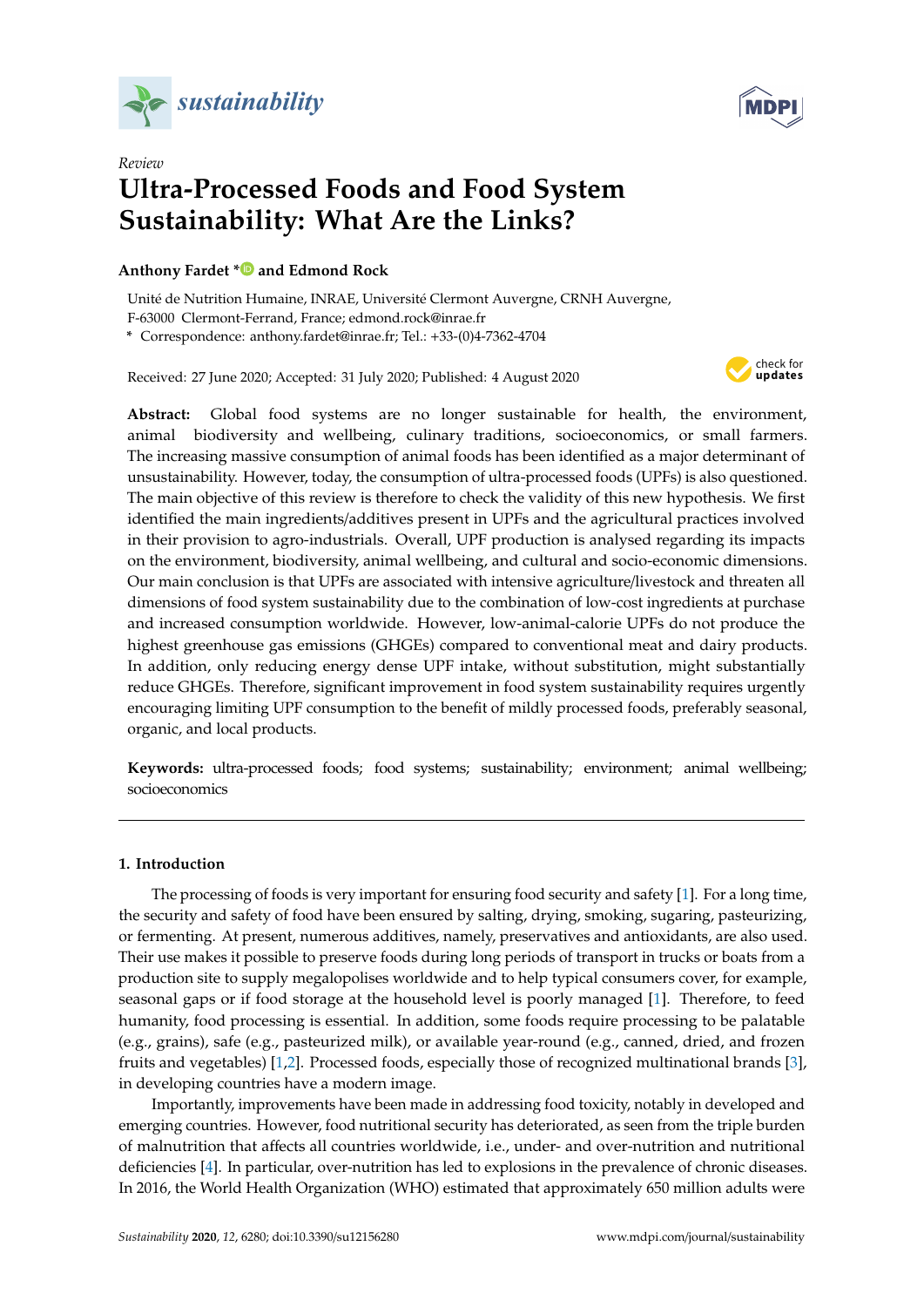*Review*

# Ultra-Processed Foods and Food System Sustainability: What Are the Links?

**Anthony Fardet \* and Edmond Rock**

Unité de Nutrition Humaine, INRAE, Université Clermont Auvergne, CRNH Auvergne, F-63000 Clermont-Ferrand, France; edmond.rock@inrae.fr

\* Correspondence: anthony.fardet@inrae.fr; Tel.: +33-(0)4-7362-4704

Received: 27 June 2020; Accepted: 31 July 2020; Published: 4 August 2020

**Abstract:** Global food systems are no longer sustainable for health, the environment, animal biodiversity and wellbeing, culinary traditions, socioeconomics, or small farmers. The increasing massive consumption of animal foods has been identified as a major determinant of unsustainability. However, today, the consumption of ultra-processed foods (UPFs) is also questioned. The main objective of this review is therefore to check the validity of this new hypothesis. We first identified the main ingredients/additives present in UPFs and the agricultural practices involved in their provision to agro-industrials. Overall, UPF production is analysed regarding its impacts on the environment, biodiversity, animal wellbeing, and cultural and socio-economic dimensions. Our main conclusion is that UPFs are associated with intensive agriculture/livestock and threaten all dimensions of food system sustainability due to the combination of low-cost ingredients at purchase and increased consumption worldwide. However, low-animal-calorie UPFs do not produce the highest greenhouse gas emissions (GHGEs) compared to conventional meat and dairy products. In addition, only reducing energy dense UPF intake, without substitution, might substantially reduce GHGEs. Therefore, significant improvement in food system sustainability requires urgently encouraging limiting UPF consumption to the benefit of mildly processed foods, preferably seasonal, organic, and local products.

**Keywords:** ultra-processed foods; food systems; sustainability; environment; animal wellbeing; socioeconomics

## 1. Introduction

The processing of foods is very important for ensuring food security and safety [1]. For a long time, the security and safety of food have been ensured by salting, drying, smoking, sugaring, pasteurizing, or fermenting. At present, numerous additives, namely, preservatives and antioxidants, are also used. Their use makes it possible to preserve foods during long periods of transport in trucks or boats from a production site to supply megalopolises worldwide and to help typical consumers cover, for example, seasonal gaps or if food storage at the household level is poorly managed [1]. Therefore, to feed humanity, food processing is essential. In addition, some foods require processing to be palatable (e.g., grains), safe (e.g., pasteurized milk), or available year-round (e.g., canned, dried, and frozen fruits and vegetables) [1,2]. Processed foods, especially those of recognized multinational brands [3], in developing countries have a modern image.

Importantly, improvements have been made in addressing food toxicity, notably in developed and emerging countries. However, food nutritional security has deteriorated, as seen from the triple burden of malnutrition that affects all countries worldwide, i.e., under- and over-nutrition and nutritional deficiencies [4]. In particular, over-nutrition has led to explosions in the prevalence of chronic diseases. In 2016, the World Health Organization (WHO) estimated that approximately 650 million adults were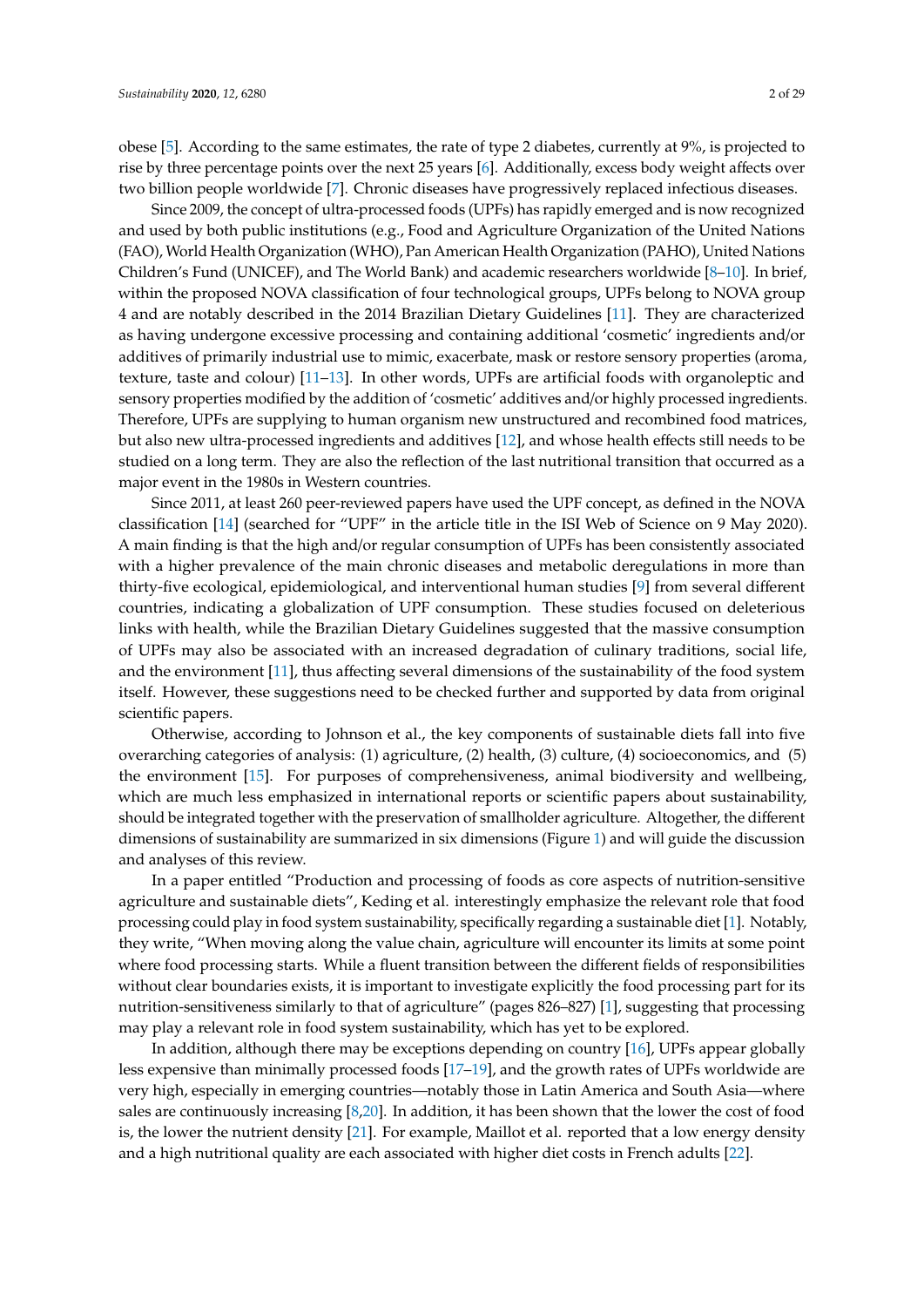obese [5]. According to the same estimates, the rate of type 2 diabetes, currently at 9%, is projected to rise by three percentage points over the next 25 years [6]. Additionally, excess body weight affects over two billion people worldwide [7]. Chronic diseases have progressively replaced infectious diseases.

Since 2009, the concept of ultra-processed foods (UPFs) has rapidly emerged and is now recognized and used by both public institutions (e.g., Food and Agriculture Organization of the United Nations (FAO), World Health Organization (WHO), Pan American Health Organization (PAHO), United Nations Children's Fund (UNICEF), and The World Bank) and academic researchers worldwide [8–10]. In brief, within the proposed NOVA classification of four technological groups, UPFs belong to NOVA group 4 and are notably described in the 2014 Brazilian Dietary Guidelines [11]. They are characterized as having undergone excessive processing and containing additional 'cosmetic' ingredients and/or additives of primarily industrial use to mimic, exacerbate, mask or restore sensory properties (aroma, texture, taste and colour) [11–13]. In other words, UPFs are artificial foods with organoleptic and sensory properties modified by the addition of 'cosmetic' additives and/or highly processed ingredients. Therefore, UPFs are supplying to human organism new unstructured and recombined food matrices, but also new ultra-processed ingredients and additives [12], and whose health effects still needs to be studied on a long term. They are also the reflection of the last nutritional transition that occurred as a major event in the 1980s in Western countries.

Since 2011, at least 260 peer-reviewed papers have used the UPF concept, as defined in the NOVA classification [14] (searched for "UPF" in the article title in the ISI Web of Science on 9 May 2020). A main finding is that the high and/or regular consumption of UPFs has been consistently associated with a higher prevalence of the main chronic diseases and metabolic deregulations in more than thirty-five ecological, epidemiological, and interventional human studies [9] from several different countries, indicating a globalization of UPF consumption. These studies focused on deleterious links with health, while the Brazilian Dietary Guidelines suggested that the massive consumption of UPFs may also be associated with an increased degradation of culinary traditions, social life, and the environment [11], thus affecting several dimensions of the sustainability of the food system itself. However, these suggestions need to be checked further and supported by data from original scientific papers.

Otherwise, according to Johnson et al., the key components of sustainable diets fall into five overarching categories of analysis: (1) agriculture, (2) health, (3) culture, (4) socioeconomics, and (5) the environment [15]. For purposes of comprehensiveness, animal biodiversity and wellbeing, which are much less emphasized in international reports or scientific papers about sustainability, should be integrated together with the preservation of smallholder agriculture. Altogether, the different dimensions of sustainability are summarized in six dimensions (Figure 1) and will guide the discussion and analyses of this review.

In a paper entitled "Production and processing of foods as core aspects of nutrition-sensitive agriculture and sustainable diets", Keding et al. interestingly emphasize the relevant role that food processing could play in food system sustainability, specifically regarding a sustainable diet [1]. Notably, they write, "When moving along the value chain, agriculture will encounter its limits at some point where food processing starts. While a fluent transition between the different fields of responsibilities without clear boundaries exists, it is important to investigate explicitly the food processing part for its nutrition-sensitiveness similarly to that of agriculture" (pages 826–827) [1], suggesting that processing may play a relevant role in food system sustainability, which has yet to be explored.

In addition, although there may be exceptions depending on country [16], UPFs appear globally less expensive than minimally processed foods [17–19], and the growth rates of UPFs worldwide are very high, especially in emerging countries—notably those in Latin America and South Asia—where sales are continuously increasing [8,20]. In addition, it has been shown that the lower the cost of food is, the lower the nutrient density [21]. For example, Maillot et al. reported that a low energy density and a high nutritional quality are each associated with higher diet costs in French adults [22].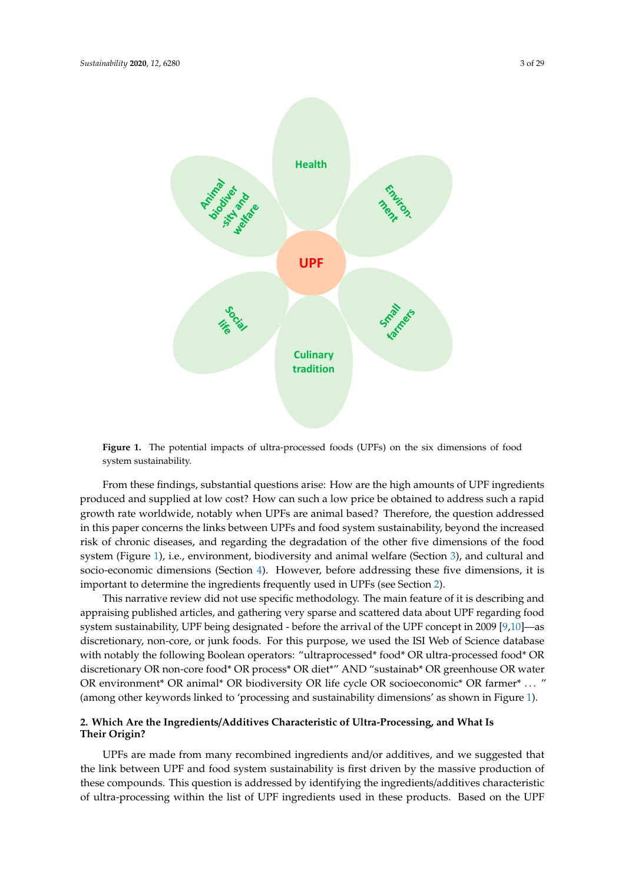Figure 1. The potential impacts of ultra-processed foods (UPFs) on the six dimensions of food system sustainability.

From these findings, substantial questions arise: How are the high amounts of UPF ingredients produced and supplied at low cost? How can such a low price be obtained to address such a rapid growth rate worldwide, notably when UPFs are animal based? Therefore, the question addressed in this paper concerns the links between UPFs and food system sustainability, beyond the increased risk of chronic diseases, and regarding the degradation of the other five dimensions of the food system (Figure 1), i.e., environment, biodiversity and animal welfare (Section 3), and cultural and socio-economic dimensions (Section 4). However, before addressing these five dimensions, it is important to determine the ingredients frequently used in UPFs (see Section 2).

This narrative review did not use specific methodology. The main feature of it is describing and appraising published articles, and gathering very sparse and scattered data about UPF regarding food system sustainability, UPF being designated - before the arrival of the UPF concept in 2009 [9,10]—as discretionary, non-core, or junk foods. For this purpose, we used the ISI Web of Science database with notably the following Boolean operators: "ultraprocessed* food* OR ultra-processed food* OR discretionary OR non-core food* OR process* OR diet*" AND "sustainab* OR greenhouse OR water OR environment* OR animal* OR biodiversity OR life cycle OR socioeconomic* OR farmer* ... " (among other keywords linked to 'processing and sustainability dimensions' as shown in Figure 1).

## 2. Which Are the Ingredients/Additives Characteristic of Ultra-Processing, and What Is Their Origin?

UPFs are made from many recombined ingredients and/or additives, and we suggested that the link between UPF and food system sustainability is first driven by the massive production of these compounds. This question is addressed by identifying the ingredients/additives characteristic of ultra-processing within the list of UPF ingredients used in these products. Based on the UPF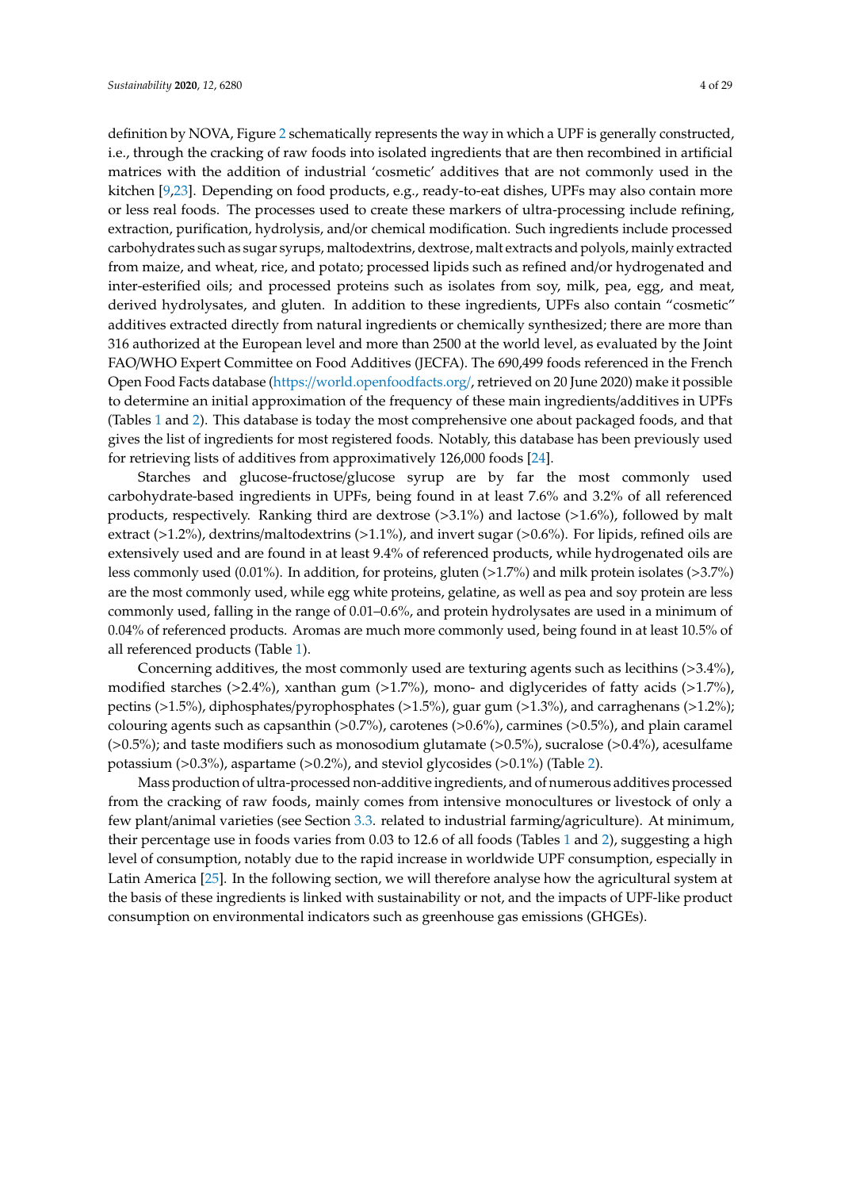definition by NOVA, Figure 2 schematically represents the way in which a UPF is generally constructed, i.e., through the cracking of raw foods into isolated ingredients that are then recombined in artificial matrices with the addition of industrial 'cosmetic' additives that are not commonly used in the kitchen [9,23]. Depending on food products, e.g., ready-to-eat dishes, UPFs may also contain more or less real foods. The processes used to create these markers of ultra-processing include refining, extraction, purification, hydrolysis, and/or chemical modification. Such ingredients include processed carbohydrates such as sugar syrups, maltodextrins, dextrose, malt extracts and polyols, mainly extracted from maize, and wheat, rice, and potato; processed lipids such as refined and/or hydrogenated and inter-esterified oils; and processed proteins such as isolates from soy, milk, pea, egg, and meat, derived hydrolysates, and gluten. In addition to these ingredients, UPFs also contain "cosmetic" additives extracted directly from natural ingredients or chemically synthesized; there are more than 316 authorized at the European level and more than 2500 at the world level, as evaluated by the Joint FAO/WHO Expert Committee on Food Additives (JECFA). The 690,499 foods referenced in the French Open Food Facts database (https://world.openfoodfacts.org/, retrieved on 20 June 2020) make it possible to determine an initial approximation of the frequency of these main ingredients/additives in UPFs (Tables 1 and 2). This database is today the most comprehensive one about packaged foods, and that gives the list of ingredients for most registered foods. Notably, this database has been previously used for retrieving lists of additives from approximatively 126,000 foods [24].

Starches and glucose-fructose/glucose syrup are by far the most commonly used carbohydrate-based ingredients in UPFs, being found in at least 7.6% and 3.2% of all referenced products, respectively. Ranking third are dextrose (>3.1%) and lactose (>1.6%), followed by malt extract (>1.2%), dextrins/maltodextrins (>1.1%), and invert sugar (>0.6%). For lipids, refined oils are extensively used and are found in at least 9.4% of referenced products, while hydrogenated oils are less commonly used (0.01%). In addition, for proteins, gluten (>1.7%) and milk protein isolates (>3.7%) are the most commonly used, while egg white proteins, gelatine, as well as pea and soy protein are less commonly used, falling in the range of 0.01–0.6%, and protein hydrolysates are used in a minimum of 0.04% of referenced products. Aromas are much more commonly used, being found in at least 10.5% of all referenced products (Table 1).

Concerning additives, the most commonly used are texturing agents such as lecithins (>3.4%), modified starches (>2.4%), xanthan gum (>1.7%), mono- and diglycerides of fatty acids (>1.7%), pectins (>1.5%), diphosphates/pyrophosphates (>1.5%), guar gum (>1.3%), and carraghenans (>1.2%); colouring agents such as capsanthin (>0.7%), carotenes (>0.6%), carmines (>0.5%), and plain caramel (>0.5%); and taste modifiers such as monosodium glutamate (>0.5%), sucralose (>0.4%), acesulfame potassium (>0.3%), aspartame (>0.2%), and steviol glycosides (>0.1%) (Table 2).

Mass production of ultra-processed non-additive ingredients, and of numerous additives processed from the cracking of raw foods, mainly comes from intensive monocultures or livestock of only a few plant/animal varieties (see Section 3.3. related to industrial farming/agriculture). At minimum, their percentage use in foods varies from 0.03 to 12.6 of all foods (Tables 1 and 2), suggesting a high level of consumption, notably due to the rapid increase in worldwide UPF consumption, especially in Latin America [25]. In the following section, we will therefore analyse how the agricultural system at the basis of these ingredients is linked with sustainability or not, and the impacts of UPF-like product consumption on environmental indicators such as greenhouse gas emissions (GHGEs).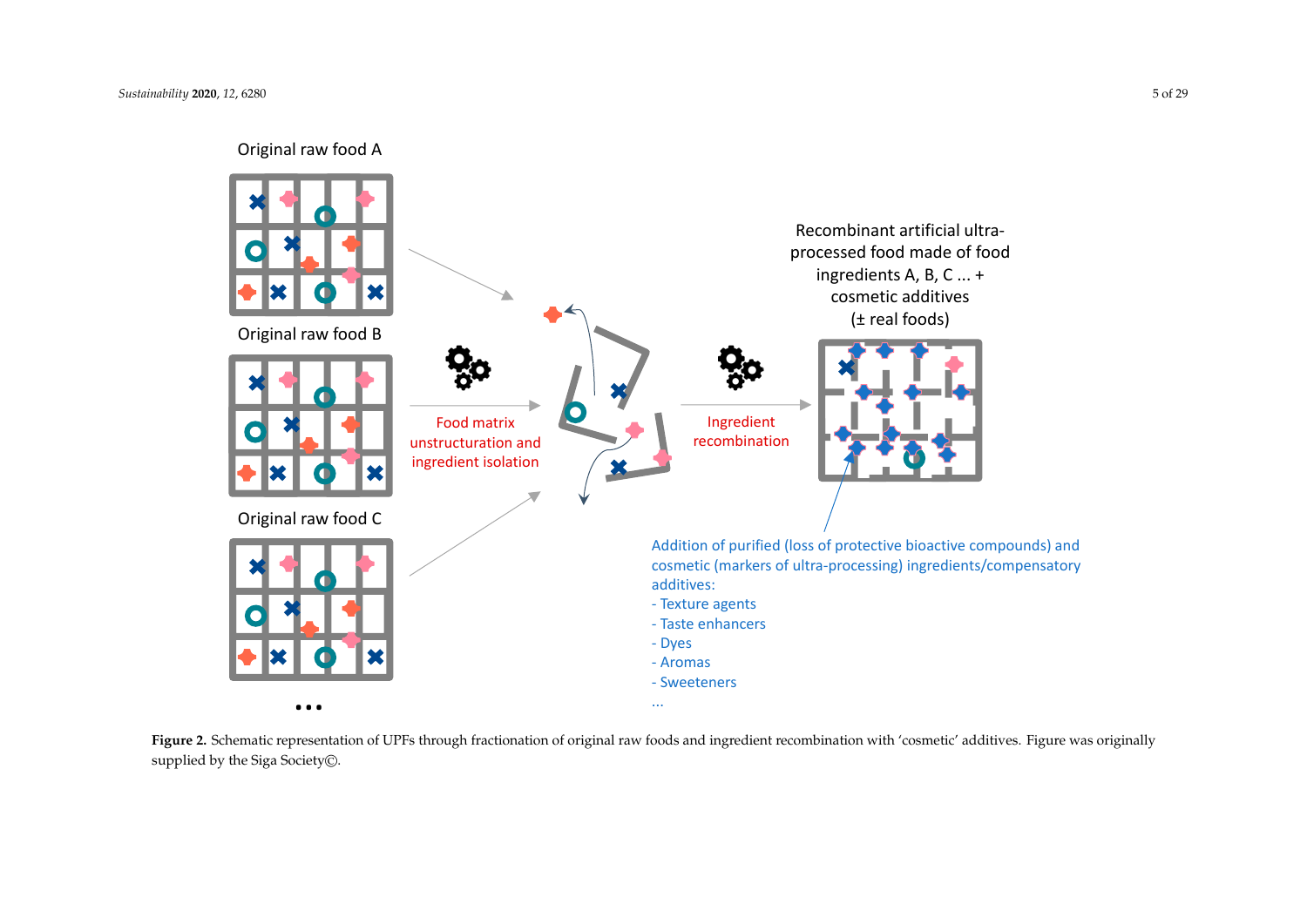**Figure 2.** Schematic representation of UPFs through fractionation of original raw foods and ingredient recombination with 'cosmetic' additives. Figure was originally supplied by the Siga Society©.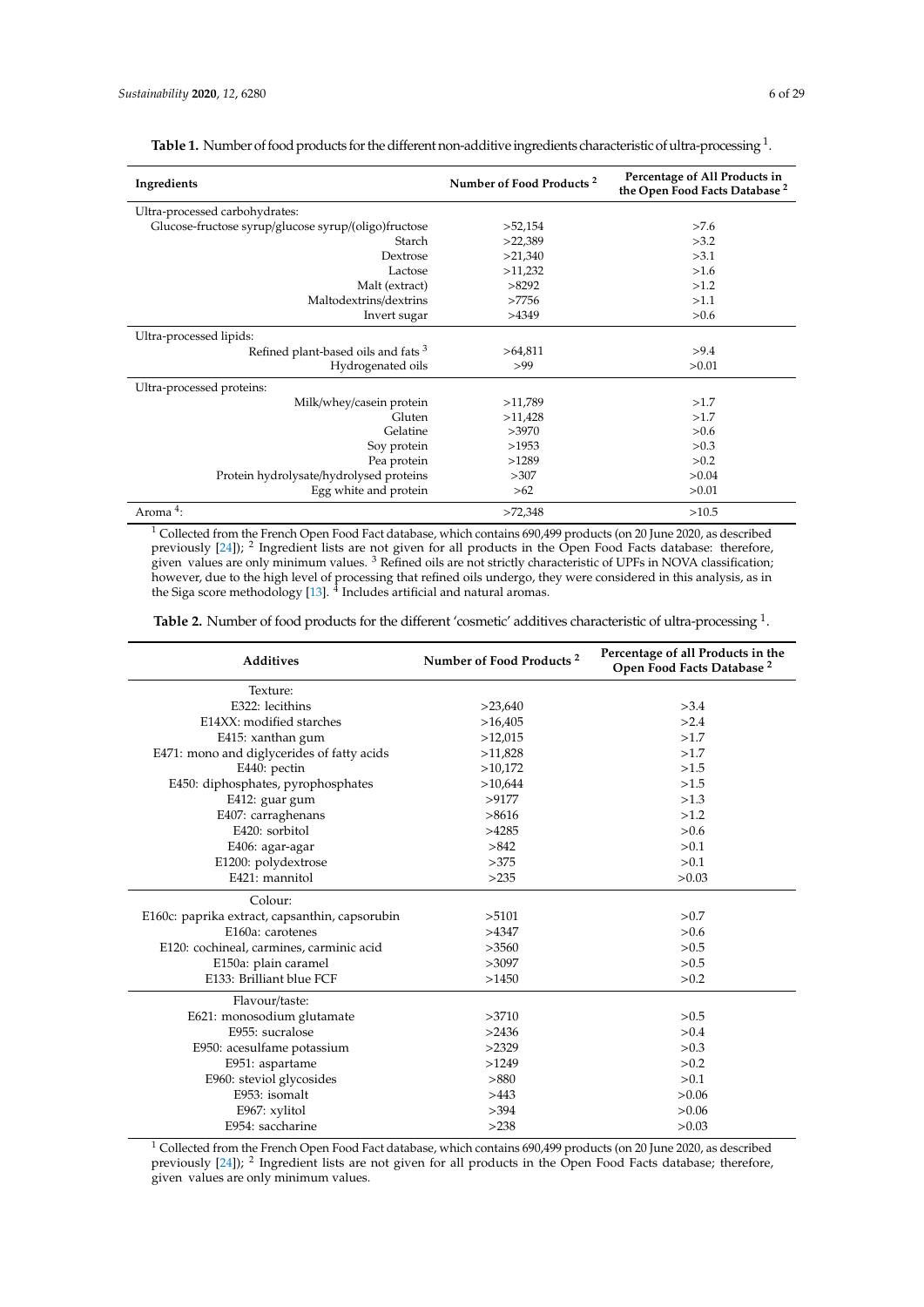**Table 1.** Number of food products for the different non-additive ingredients characteristic of ultra-processing [1].

| Ingredients | Number of Food Products [2] | Percentage of All Products in the Open Food Facts Database [2] |
|---|---|---|
| Ultra-processed carbohydrates: | | |
| Glucose-fructose syrup/glucose syrup/(oligo)fructose | >52,154 | >7.6 |
| Starch | >22,389 | >3.2 |
| Dextrose | >21,340 | >3.1 |
| Lactose | >11,232 | >1.6 |
| Malt (extract) | >8292 | >1.2 |
| Maltodextrins/dextrins | >7756 | >1.1 |
| Invert sugar | >4349 | >0.6 |
| Ultra-processed lipids: | | |
| Refined plant-based oils and fats [3] | >64,811 | >9.4 |
| Hydrogenated oils | >99 | >0.01 |
| Ultra-processed proteins: | | |
| Milk/whey/casein protein | >11,789 | >1.7 |
| Gluten | >11,428 | >1.7 |
| Gelatine | >3970 | >0.6 |
| Soy protein | >1953 | >0.3 |
| Pea protein | >1289 | >0.2 |
| Protein hydrolysate/hydrolysed proteins | >307 | >0.04 |
| Egg white and protein | >62 | >0.01 |
| Aroma [4]: | >72,348 | >10.5 |

[1] Collected from the French Open Food Fact database, which contains 690,499 products (on 20 June 2020, as described previously [24]); [2] Ingredient lists are not given for all products in the Open Food Facts database: therefore, given values are only minimum values. [3] Refined oils are not strictly characteristic of UPFs in NOVA classification; however, due to the high level of processing that refined oils undergo, they were considered in this analysis, as in the Siga score methodology [13]. [4] Includes artificial and natural aromas.

**Table 2.** Number of food products for the different 'cosmetic' additives characteristic of ultra-processing [1].

| Additives | Number of Food Products [2] | Percentage of all Products in the Open Food Facts Database [2] |
|---|---|---|
| Texture: | | |
| E322: lecithins | >23,640 | >3.4 |
| E14XX: modified starches | >16,405 | >2.4 |
| E415: xanthan gum | >12,015 | >1.7 |
| E471: mono and diglycerides of fatty acids | >11,828 | >1.7 |
| E440: pectin | >10,172 | >1.5 |
| E450: diphosphates, pyrophosphates | >10,644 | >1.5 |
| E412: guar gum | >9177 | >1.3 |
| E407: carraghenans | >8616 | >1.2 |
| E420: sorbitol | >4285 | >0.6 |
| E406: agar-agar | >842 | >0.1 |
| E1200: polydextrose | >375 | >0.1 |
| E421: mannitol | >235 | >0.03 |
| Colour: | | |
| E160c: paprika extract, capsanthin, capsorubin | >5101 | >0.7 |
| E160a: carotenes | >4347 | >0.6 |
| E120: cochineal, carmines, carminic acid | >3560 | >0.5 |
| E150a: plain caramel | >3097 | >0.5 |
| E133: Brilliant blue FCF | >1450 | >0.2 |
| Flavour/taste: | | |
| E621: monosodium glutamate | >3710 | >0.5 |
| E955: sucralose | >2436 | >0.4 |
| E950: acesulfame potassium | >2329 | >0.3 |
| E951: aspartame | >1249 | >0.2 |
| E960: steviol glycosides | >880 | >0.1 |
| E953: isomalt | >443 | >0.06 |
| E967: xylitol | >394 | >0.06 |
| E954: saccharine | >238 | >0.03 |

[1] Collected from the French Open Food Fact database, which contains 690,499 products (on 20 June 2020, as described previously [24]); [2] Ingredient lists are not given for all products in the Open Food Facts database; therefore, given values are only minimum values.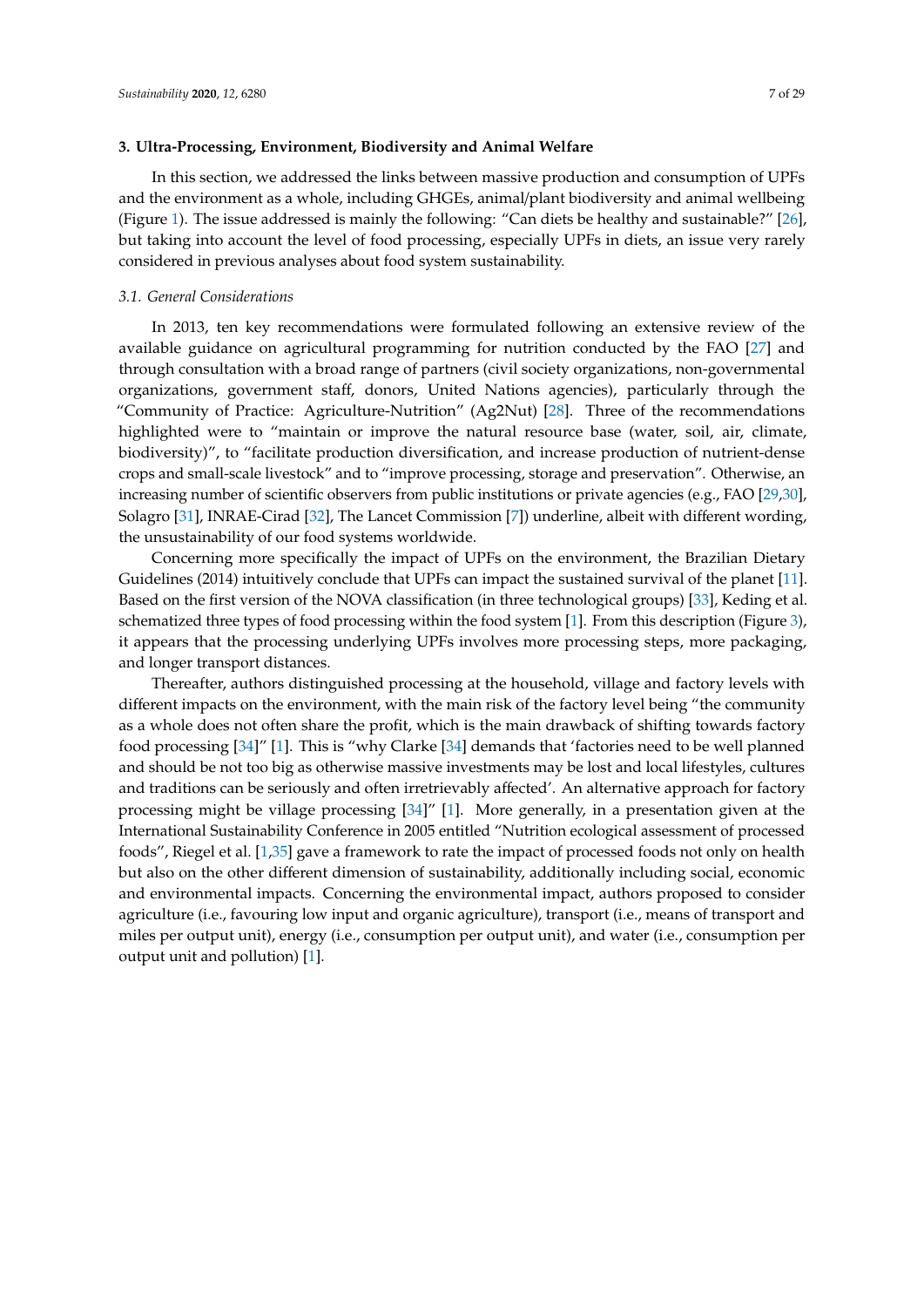## 3. Ultra-Processing, Environment, Biodiversity and Animal Welfare

In this section, we addressed the links between massive production and consumption of UPFs and the environment as a whole, including GHGEs, animal/plant biodiversity and animal wellbeing (Figure 1). The issue addressed is mainly the following: "Can diets be healthy and sustainable?" [26], but taking into account the level of food processing, especially UPFs in diets, an issue very rarely considered in previous analyses about food system sustainability.

### *3.1. General Considerations*

In 2013, ten key recommendations were formulated following an extensive review of the available guidance on agricultural programming for nutrition conducted by the FAO [27] and through consultation with a broad range of partners (civil society organizations, non-governmental organizations, government staff, donors, United Nations agencies), particularly through the "Community of Practice: Agriculture-Nutrition" (Ag2Nut) [28]. Three of the recommendations highlighted were to "maintain or improve the natural resource base (water, soil, air, climate, biodiversity)", to "facilitate production diversification, and increase production of nutrient-dense crops and small-scale livestock" and to "improve processing, storage and preservation". Otherwise, an increasing number of scientific observers from public institutions or private agencies (e.g., FAO [29,30], Solagro [31], INRAE-Cirad [32], The Lancet Commission [7]) underline, albeit with different wording, the unsustainability of our food systems worldwide.

Concerning more specifically the impact of UPFs on the environment, the Brazilian Dietary Guidelines (2014) intuitively conclude that UPFs can impact the sustained survival of the planet [11]. Based on the first version of the NOVA classification (in three technological groups) [33], Keding et al. schematized three types of food processing within the food system [1]. From this description (Figure 3), it appears that the processing underlying UPFs involves more processing steps, more packaging, and longer transport distances.

Thereafter, authors distinguished processing at the household, village and factory levels with different impacts on the environment, with the main risk of the factory level being "the community as a whole does not often share the profit, which is the main drawback of shifting towards factory food processing [34]" [1]. This is "why Clarke [34] demands that 'factories need to be well planned and should be not too big as otherwise massive investments may be lost and local lifestyles, cultures and traditions can be seriously and often irretrievably affected'. An alternative approach for factory processing might be village processing [34]" [1]. More generally, in a presentation given at the International Sustainability Conference in 2005 entitled "Nutrition ecological assessment of processed foods", Riegel et al. [1,35] gave a framework to rate the impact of processed foods not only on health but also on the other different dimension of sustainability, additionally including social, economic and environmental impacts. Concerning the environmental impact, authors proposed to consider agriculture (i.e., favouring low input and organic agriculture), transport (i.e., means of transport and miles per output unit), energy (i.e., consumption per output unit), and water (i.e., consumption per output unit and pollution) [1].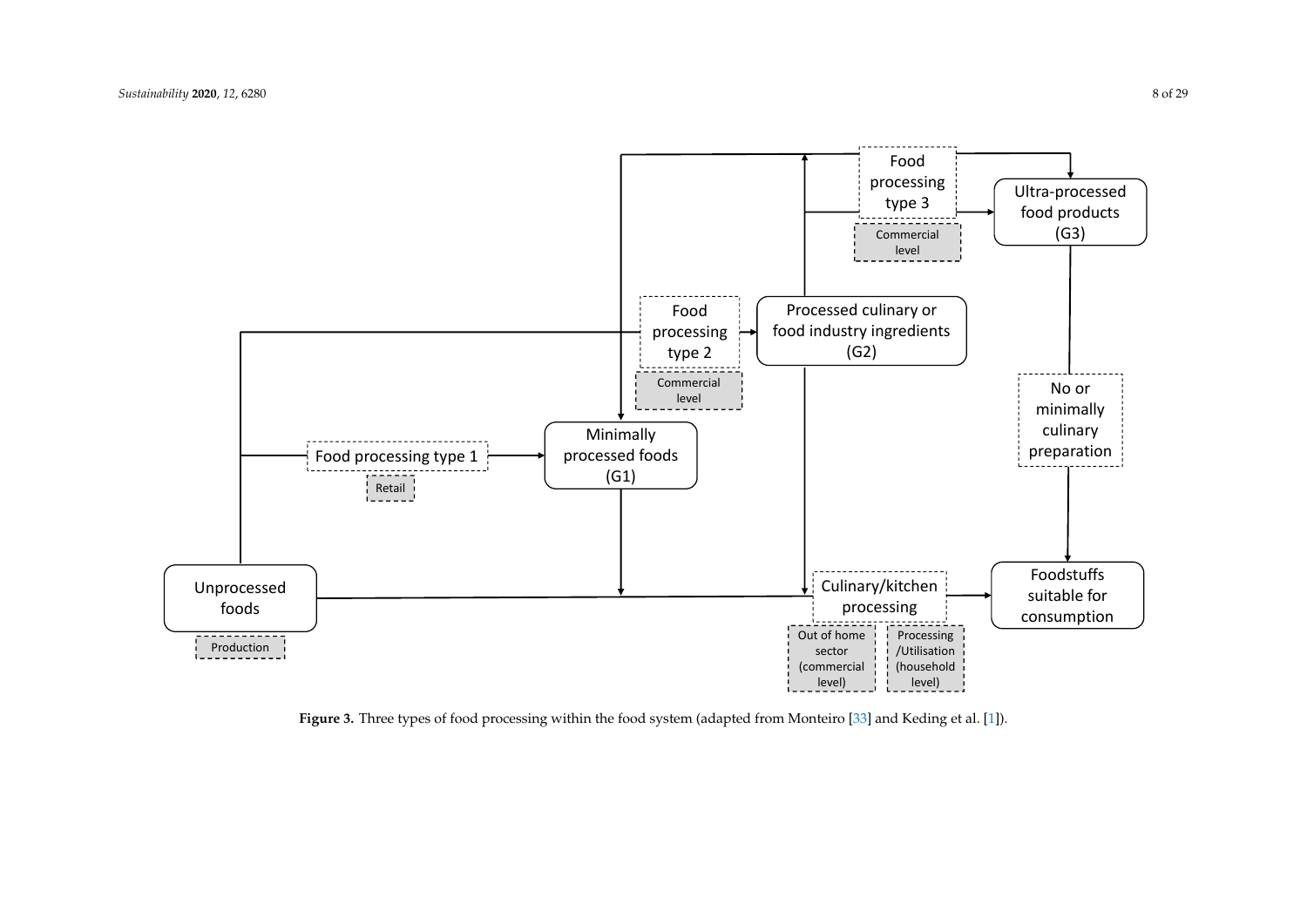**Figure 3.** Three types of food processing within the food system (adapted from Monteiro [33] and Keding et al. [1]).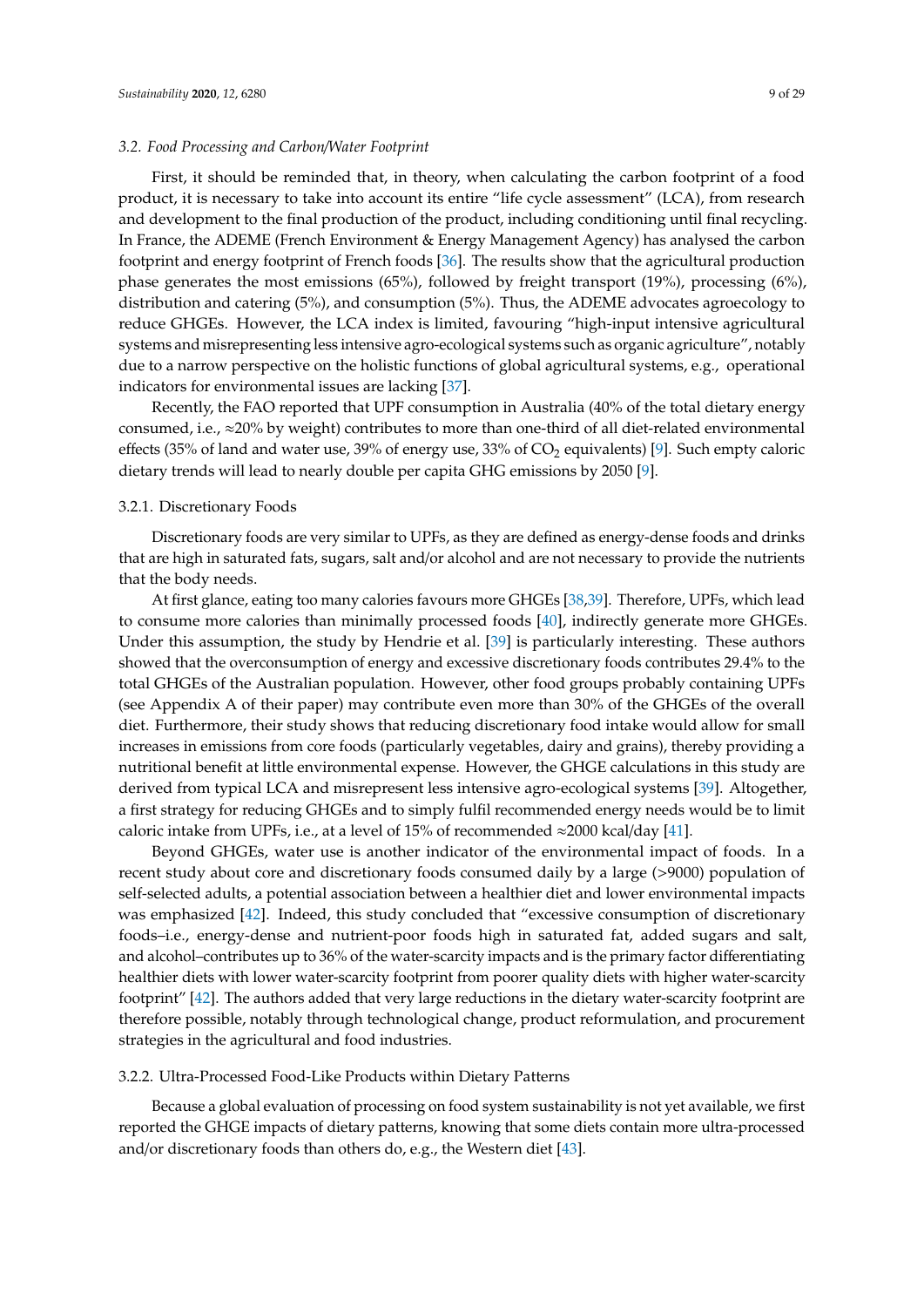### 3.2. Food Processing and Carbon/Water Footprint

First, it should be reminded that, in theory, when calculating the carbon footprint of a food product, it is necessary to take into account its entire "life cycle assessment" (LCA), from research and development to the final production of the product, including conditioning until final recycling. In France, the ADEME (French Environment & Energy Management Agency) has analysed the carbon footprint and energy footprint of French foods [36]. The results show that the agricultural production phase generates the most emissions (65%), followed by freight transport (19%), processing (6%), distribution and catering (5%), and consumption (5%). Thus, the ADEME advocates agroecology to reduce GHGEs. However, the LCA index is limited, favouring "high-input intensive agricultural systems and misrepresenting less intensive agro-ecological systems such as organic agriculture", notably due to a narrow perspective on the holistic functions of global agricultural systems, e.g., operational indicators for environmental issues are lacking [37].

Recently, the FAO reported that UPF consumption in Australia (40% of the total dietary energy consumed, i.e., ≈20% by weight) contributes to more than one-third of all diet-related environmental effects (35% of land and water use, 39% of energy use, 33% of $CO_2$ equivalents) [9]. Such empty caloric dietary trends will lead to nearly double per capita GHG emissions by 2050 [9].

#### 3.2.1. Discretionary Foods

Discretionary foods are very similar to UPFs, as they are defined as energy-dense foods and drinks that are high in saturated fats, sugars, salt and/or alcohol and are not necessary to provide the nutrients that the body needs.

At first glance, eating too many calories favours more GHGEs [38,39]. Therefore, UPFs, which lead to consume more calories than minimally processed foods [40], indirectly generate more GHGEs. Under this assumption, the study by Hendrie et al. [39] is particularly interesting. These authors showed that the overconsumption of energy and excessive discretionary foods contributes 29.4% to the total GHGEs of the Australian population. However, other food groups probably containing UPFs (see Appendix A of their paper) may contribute even more than 30% of the GHGEs of the overall diet. Furthermore, their study shows that reducing discretionary food intake would allow for small increases in emissions from core foods (particularly vegetables, dairy and grains), thereby providing a nutritional benefit at little environmental expense. However, the GHGE calculations in this study are derived from typical LCA and misrepresent less intensive agro-ecological systems [39]. Altogether, a first strategy for reducing GHGEs and to simply fulfil recommended energy needs would be to limit caloric intake from UPFs, i.e., at a level of 15% of recommended ≈2000 kcal/day [41].

Beyond GHGEs, water use is another indicator of the environmental impact of foods. In a recent study about core and discretionary foods consumed daily by a large (>9000) population of self-selected adults, a potential association between a healthier diet and lower environmental impacts was emphasized [42]. Indeed, this study concluded that "excessive consumption of discretionary foods–i.e., energy-dense and nutrient-poor foods high in saturated fat, added sugars and salt, and alcohol–contributes up to 36% of the water-scarcity impacts and is the primary factor differentiating healthier diets with lower water-scarcity footprint from poorer quality diets with higher water-scarcity footprint" [42]. The authors added that very large reductions in the dietary water-scarcity footprint are therefore possible, notably through technological change, product reformulation, and procurement strategies in the agricultural and food industries.

#### 3.2.2. Ultra-Processed Food-Like Products within Dietary Patterns

Because a global evaluation of processing on food system sustainability is not yet available, we first reported the GHGE impacts of dietary patterns, knowing that some diets contain more ultra-processed and/or discretionary foods than others do, e.g., the Western diet [43].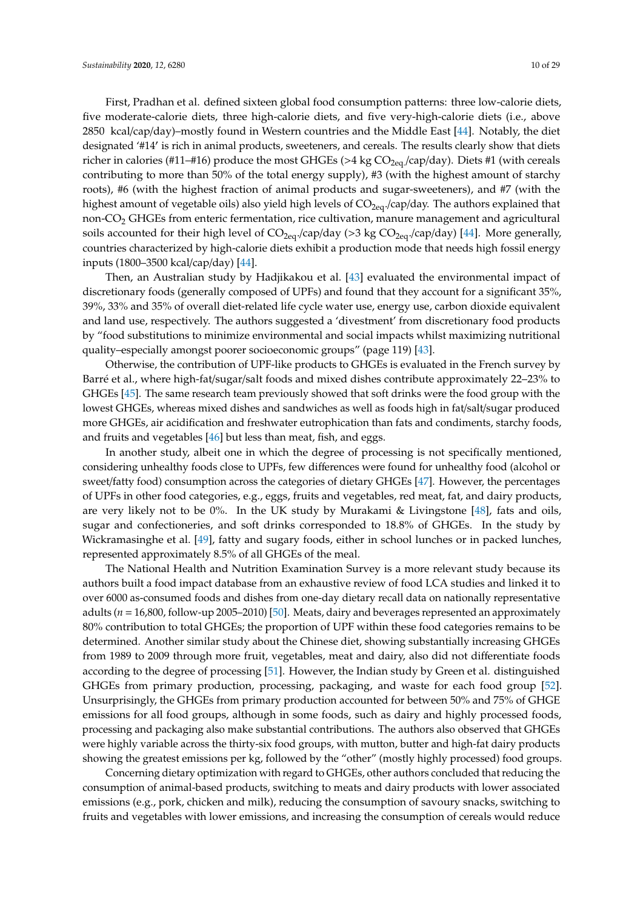First, Pradhan et al. defined sixteen global food consumption patterns: three low-calorie diets, five moderate-calorie diets, three high-calorie diets, and five very-high-calorie diets (i.e., above 2850 kcal/cap/day)–mostly found in Western countries and the Middle East [44]. Notably, the diet designated '#14' is rich in animal products, sweeteners, and cereals. The results clearly show that diets richer in calories (#11–#16) produce the most GHGEs (>4 kg $CO_{2eq.}$/cap/day). Diets #1 (with cereals contributing to more than 50% of the total energy supply), #3 (with the highest amount of starchy roots), #6 (with the highest fraction of animal products and sugar-sweeteners), and #7 (with the highest amount of vegetable oils) also yield high levels of $CO_{2eq.}$/cap/day. The authors explained that non-$CO_2$ GHGEs from enteric fermentation, rice cultivation, manure management and agricultural soils accounted for their high level of $CO_{2eq.}$/cap/day (>3 kg $CO_{2eq.}$/cap/day) [44]. More generally, countries characterized by high-calorie diets exhibit a production mode that needs high fossil energy inputs (1800–3500 kcal/cap/day) [44].

Then, an Australian study by Hadjikakou et al. [43] evaluated the environmental impact of discretionary foods (generally composed of UPFs) and found that they account for a significant 35%, 39%, 33% and 35% of overall diet-related life cycle water use, energy use, carbon dioxide equivalent and land use, respectively. The authors suggested a 'divestment' from discretionary food products by "food substitutions to minimize environmental and social impacts whilst maximizing nutritional quality–especially amongst poorer socioeconomic groups" (page 119) [43].

Otherwise, the contribution of UPF-like products to GHGEs is evaluated in the French survey by Barré et al., where high-fat/sugar/salt foods and mixed dishes contribute approximately 22–23% to GHGEs [45]. The same research team previously showed that soft drinks were the food group with the lowest GHGEs, whereas mixed dishes and sandwiches as well as foods high in fat/salt/sugar produced more GHGEs, air acidification and freshwater eutrophication than fats and condiments, starchy foods, and fruits and vegetables [46] but less than meat, fish, and eggs.

In another study, albeit one in which the degree of processing is not specifically mentioned, considering unhealthy foods close to UPFs, few differences were found for unhealthy food (alcohol or sweet/fatty food) consumption across the categories of dietary GHGEs [47]. However, the percentages of UPFs in other food categories, e.g., eggs, fruits and vegetables, red meat, fat, and dairy products, are very likely not to be 0%. In the UK study by Murakami & Livingstone [48], fats and oils, sugar and confectioneries, and soft drinks corresponded to 18.8% of GHGEs. In the study by Wickramasinghe et al. [49], fatty and sugary foods, either in school lunches or in packed lunches, represented approximately 8.5% of all GHGEs of the meal.

The National Health and Nutrition Examination Survey is a more relevant study because its authors built a food impact database from an exhaustive review of food LCA studies and linked it to over 6000 as-consumed foods and dishes from one-day dietary recall data on nationally representative adults ($n$ = 16,800, follow-up 2005–2010) [50]. Meats, dairy and beverages represented an approximately 80% contribution to total GHGEs; the proportion of UPF within these food categories remains to be determined. Another similar study about the Chinese diet, showing substantially increasing GHGEs from 1989 to 2009 through more fruit, vegetables, meat and dairy, also did not differentiate foods according to the degree of processing [51]. However, the Indian study by Green et al. distinguished GHGEs from primary production, processing, packaging, and waste for each food group [52]. Unsurprisingly, the GHGEs from primary production accounted for between 50% and 75% of GHGE emissions for all food groups, although in some foods, such as dairy and highly processed foods, processing and packaging also make substantial contributions. The authors also observed that GHGEs were highly variable across the thirty-six food groups, with mutton, butter and high-fat dairy products showing the greatest emissions per kg, followed by the "other" (mostly highly processed) food groups.

Concerning dietary optimization with regard to GHGEs, other authors concluded that reducing the consumption of animal-based products, switching to meats and dairy products with lower associated emissions (e.g., pork, chicken and milk), reducing the consumption of savoury snacks, switching to fruits and vegetables with lower emissions, and increasing the consumption of cereals would reduce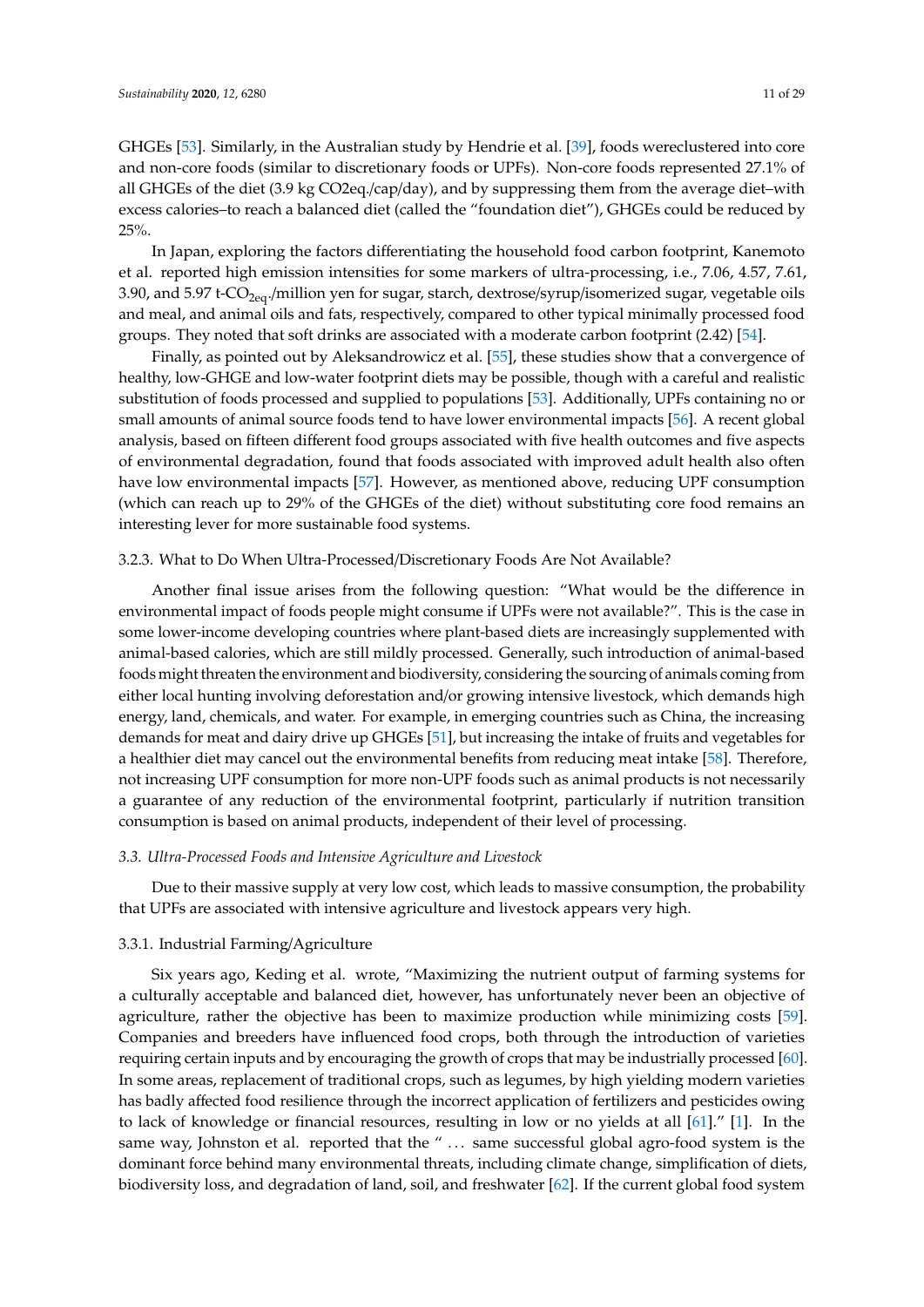GHGEs [53]. Similarly, in the Australian study by Hendrie et al. [39], foods wereclustered into core and non-core foods (similar to discretionary foods or UPFs). Non-core foods represented 27.1% of all GHGEs of the diet (3.9 kg CO2eq./cap/day), and by suppressing them from the average diet–with excess calories–to reach a balanced diet (called the "foundation diet"), GHGEs could be reduced by 25%.

In Japan, exploring the factors differentiating the household food carbon footprint, Kanemoto et al. reported high emission intensities for some markers of ultra-processing, i.e., 7.06, 4.57, 7.61, 3.90, and 5.97 t-$CO_{2eq}$./million yen for sugar, starch, dextrose/syrup/isomerized sugar, vegetable oils and meal, and animal oils and fats, respectively, compared to other typical minimally processed food groups. They noted that soft drinks are associated with a moderate carbon footprint (2.42) [54].

Finally, as pointed out by Aleksandrowicz et al. [55], these studies show that a convergence of healthy, low-GHGE and low-water footprint diets may be possible, though with a careful and realistic substitution of foods processed and supplied to populations [53]. Additionally, UPFs containing no or small amounts of animal source foods tend to have lower environmental impacts [56]. A recent global analysis, based on fifteen different food groups associated with five health outcomes and five aspects of environmental degradation, found that foods associated with improved adult health also often have low environmental impacts [57]. However, as mentioned above, reducing UPF consumption (which can reach up to 29% of the GHGEs of the diet) without substituting core food remains an interesting lever for more sustainable food systems.

#### 3.2.3. What to Do When Ultra-Processed/Discretionary Foods Are Not Available?

Another final issue arises from the following question: "What would be the difference in environmental impact of foods people might consume if UPFs were not available?". This is the case in some lower-income developing countries where plant-based diets are increasingly supplemented with animal-based calories, which are still mildly processed. Generally, such introduction of animal-based foods might threaten the environment and biodiversity, considering the sourcing of animals coming from either local hunting involving deforestation and/or growing intensive livestock, which demands high energy, land, chemicals, and water. For example, in emerging countries such as China, the increasing demands for meat and dairy drive up GHGEs [51], but increasing the intake of fruits and vegetables for a healthier diet may cancel out the environmental benefits from reducing meat intake [58]. Therefore, not increasing UPF consumption for more non-UPF foods such as animal products is not necessarily a guarantee of any reduction of the environmental footprint, particularly if nutrition transition consumption is based on animal products, independent of their level of processing.

### *3.3. Ultra-Processed Foods and Intensive Agriculture and Livestock*

Due to their massive supply at very low cost, which leads to massive consumption, the probability that UPFs are associated with intensive agriculture and livestock appears very high.

#### 3.3.1. Industrial Farming/Agriculture

Six years ago, Keding et al. wrote, "Maximizing the nutrient output of farming systems for a culturally acceptable and balanced diet, however, has unfortunately never been an objective of agriculture, rather the objective has been to maximize production while minimizing costs [59]. Companies and breeders have influenced food crops, both through the introduction of varieties requiring certain inputs and by encouraging the growth of crops that may be industrially processed [60]. In some areas, replacement of traditional crops, such as legumes, by high yielding modern varieties has badly affected food resilience through the incorrect application of fertilizers and pesticides owing to lack of knowledge or financial resources, resulting in low or no yields at all [61]." [1]. In the same way, Johnston et al. reported that the " ... same successful global agro-food system is the dominant force behind many environmental threats, including climate change, simplification of diets, biodiversity loss, and degradation of land, soil, and freshwater [62]. If the current global food system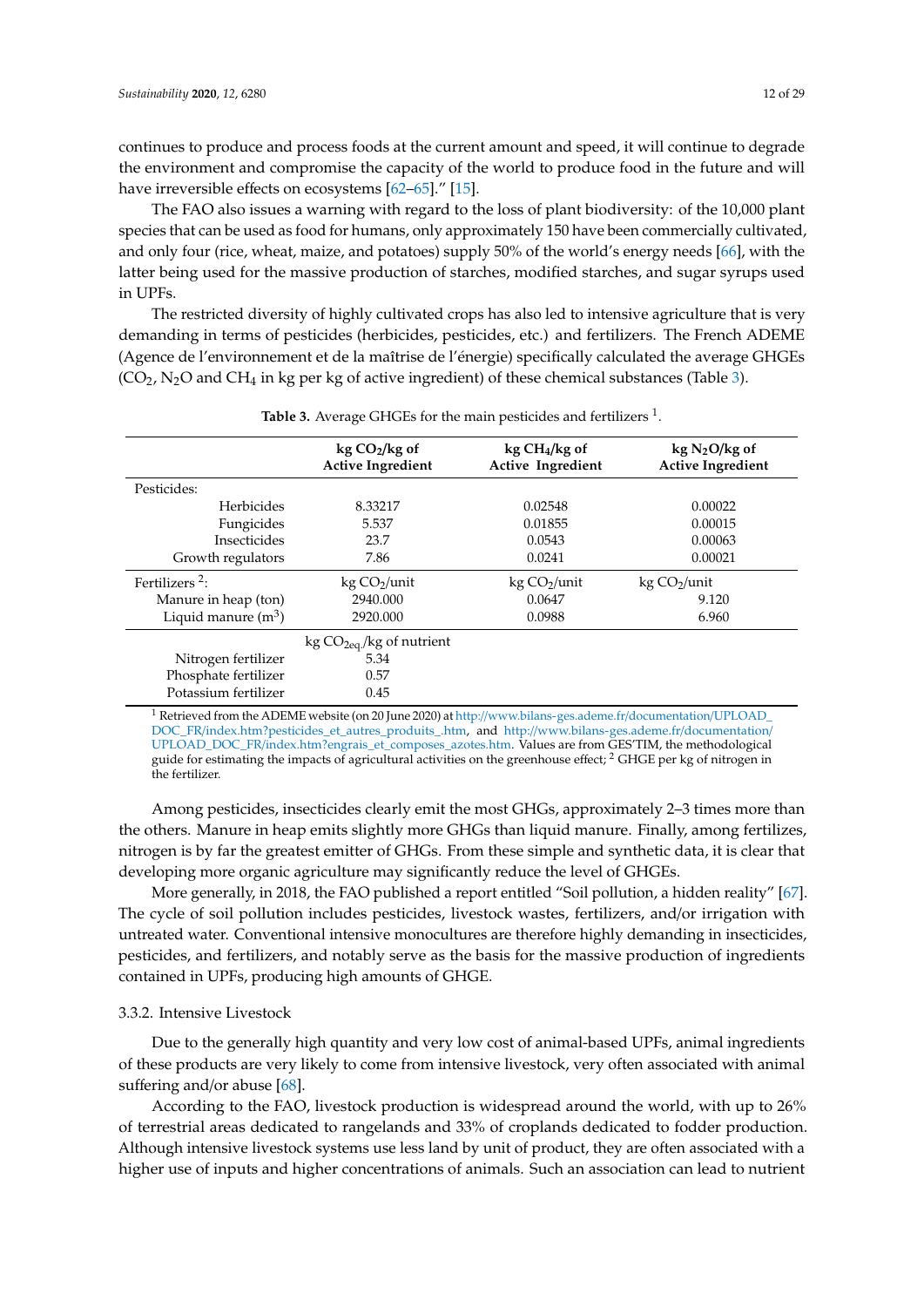continues to produce and process foods at the current amount and speed, it will continue to degrade the environment and compromise the capacity of the world to produce food in the future and will have irreversible effects on ecosystems [62–65].” [15].

The FAO also issues a warning with regard to the loss of plant biodiversity: of the 10,000 plant species that can be used as food for humans, only approximately 150 have been commercially cultivated, and only four (rice, wheat, maize, and potatoes) supply 50% of the world’s energy needs [66], with the latter being used for the massive production of starches, modified starches, and sugar syrups used in UPFs.

The restricted diversity of highly cultivated crops has also led to intensive agriculture that is very demanding in terms of pesticides (herbicides, pesticides, etc.) and fertilizers. The French ADEME (Agence de l’environnement et de la maîtrise de l’énergie) specifically calculated the average GHGEs ($CO_2$, $N_2O$ and $CH_4$ in kg per kg of active ingredient) of these chemical substances (Table 3).

**Table 3.** Average GHGEs for the main pesticides and fertilizers [1].

| | kg $CO_2$/kg of Active Ingredient | kg $CH_4$/kg of Active Ingredient | kg $N_2O$/kg of Active Ingredient |
|---|---|---|---|
| Pesticides: | | | |
| Herbicides | 8.33217 | 0.02548 | 0.00022 |
| Fungicides | 5.537 | 0.01855 | 0.00015 |
| Insecticides | 23.7 | 0.0543 | 0.00063 |
| Growth regulators | 7.86 | 0.0241 | 0.00021 |
| Fertilizers [2]: | kg $CO_2$/unit | kg $CO_2$/unit | kg $CO_2$/unit |
| Manure in heap (ton) | 2940.000 | 0.0647 | 9.120 |
| Liquid manure ($m^3$) | 2920.000 | 0.0988 | 6.960 |
| | kg $CO_{2eq.}$/kg of nutrient | | |
| Nitrogen fertilizer | 5.34 | | |
| Phosphate fertilizer | 0.57 | | |
| Potassium fertilizer | 0.45 | | |

[1] Retrieved from the ADEME website (on 20 June 2020) at http://www.bilans-ges.ademe.fr/documentation/UPLOAD_DOC_FR/index.htm?pesticides_et_autres_produits_.htm, and http://www.bilans-ges.ademe.fr/documentation/UPLOAD_DOC_FR/index.htm?engrais_et_composes_azotes.htm. Values are from GES’TIM, the methodological guide for estimating the impacts of agricultural activities on the greenhouse effect; [2] GHGE per kg of nitrogen in the fertilizer.

Among pesticides, insecticides clearly emit the most GHGs, approximately 2–3 times more than the others. Manure in heap emits slightly more GHGs than liquid manure. Finally, among fertilizes, nitrogen is by far the greatest emitter of GHGs. From these simple and synthetic data, it is clear that developing more organic agriculture may significantly reduce the level of GHGEs.

More generally, in 2018, the FAO published a report entitled “Soil pollution, a hidden reality” [67]. The cycle of soil pollution includes pesticides, livestock wastes, fertilizers, and/or irrigation with untreated water. Conventional intensive monocultures are therefore highly demanding in insecticides, pesticides, and fertilizers, and notably serve as the basis for the massive production of ingredients contained in UPFs, producing high amounts of GHGE.

### 3.3.2. Intensive Livestock

Due to the generally high quantity and very low cost of animal-based UPFs, animal ingredients of these products are very likely to come from intensive livestock, very often associated with animal suffering and/or abuse [68].

According to the FAO, livestock production is widespread around the world, with up to 26% of terrestrial areas dedicated to rangelands and 33% of croplands dedicated to fodder production. Although intensive livestock systems use less land by unit of product, they are often associated with a higher use of inputs and higher concentrations of animals. Such an association can lead to nutrient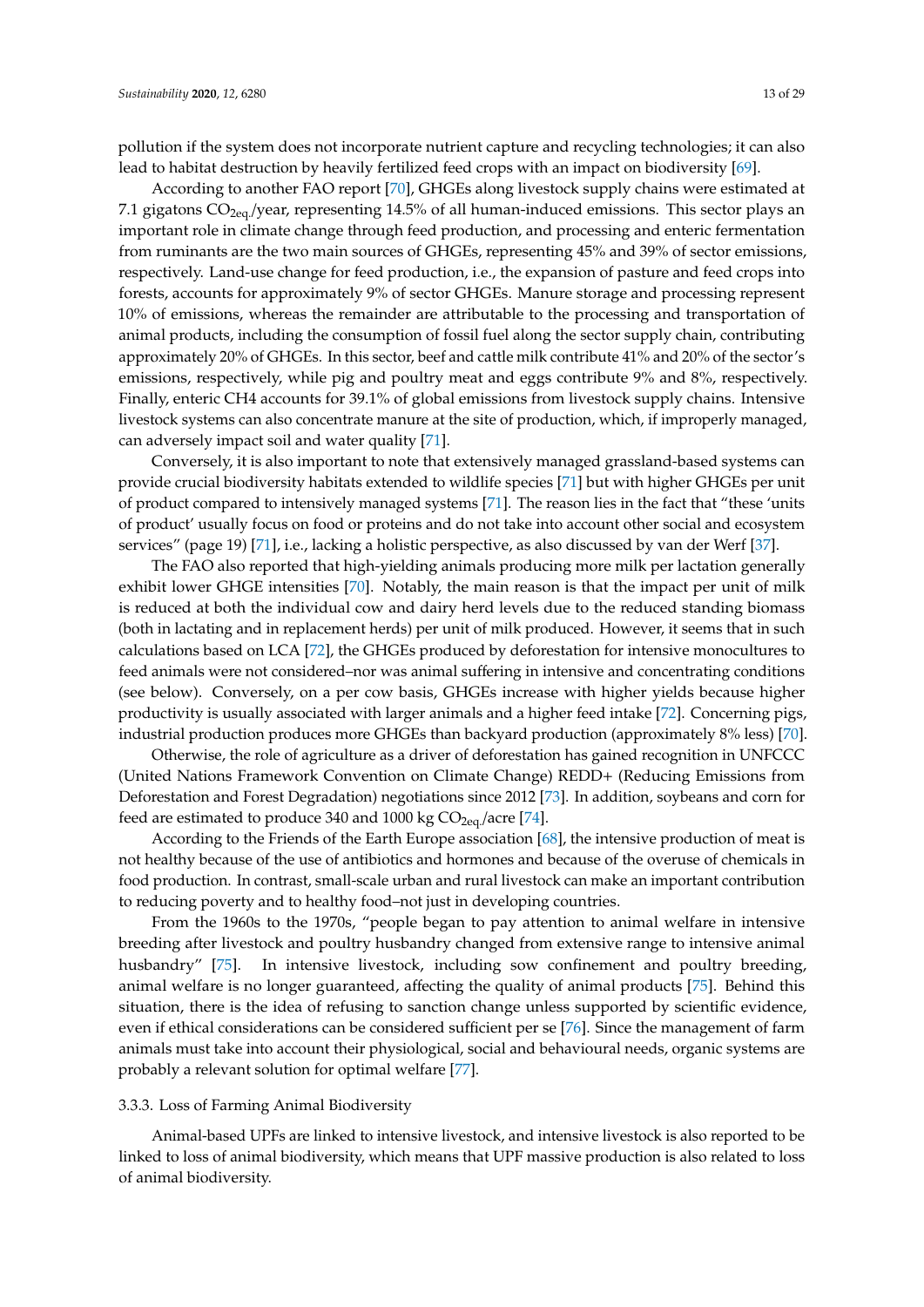pollution if the system does not incorporate nutrient capture and recycling technologies; it can also lead to habitat destruction by heavily fertilized feed crops with an impact on biodiversity [69].

According to another FAO report [70], GHGEs along livestock supply chains were estimated at 7.1 gigatons $CO_{2eq.}$/year, representing 14.5% of all human-induced emissions. This sector plays an important role in climate change through feed production, and processing and enteric fermentation from ruminants are the two main sources of GHGEs, representing 45% and 39% of sector emissions, respectively. Land-use change for feed production, i.e., the expansion of pasture and feed crops into forests, accounts for approximately 9% of sector GHGEs. Manure storage and processing represent 10% of emissions, whereas the remainder are attributable to the processing and transportation of animal products, including the consumption of fossil fuel along the sector supply chain, contributing approximately 20% of GHGEs. In this sector, beef and cattle milk contribute 41% and 20% of the sector's emissions, respectively, while pig and poultry meat and eggs contribute 9% and 8%, respectively. Finally, enteric CH4 accounts for 39.1% of global emissions from livestock supply chains. Intensive livestock systems can also concentrate manure at the site of production, which, if improperly managed, can adversely impact soil and water quality [71].

Conversely, it is also important to note that extensively managed grassland-based systems can provide crucial biodiversity habitats extended to wildlife species [71] but with higher GHGEs per unit of product compared to intensively managed systems [71]. The reason lies in the fact that "these 'units of product' usually focus on food or proteins and do not take into account other social and ecosystem services" (page 19) [71], i.e., lacking a holistic perspective, as also discussed by van der Werf [37].

The FAO also reported that high-yielding animals producing more milk per lactation generally exhibit lower GHGE intensities [70]. Notably, the main reason is that the impact per unit of milk is reduced at both the individual cow and dairy herd levels due to the reduced standing biomass (both in lactating and in replacement herds) per unit of milk produced. However, it seems that in such calculations based on LCA [72], the GHGEs produced by deforestation for intensive monocultures to feed animals were not considered–nor was animal suffering in intensive and concentrating conditions (see below). Conversely, on a per cow basis, GHGEs increase with higher yields because higher productivity is usually associated with larger animals and a higher feed intake [72]. Concerning pigs, industrial production produces more GHGEs than backyard production (approximately 8% less) [70].

Otherwise, the role of agriculture as a driver of deforestation has gained recognition in UNFCCC (United Nations Framework Convention on Climate Change) REDD+ (Reducing Emissions from Deforestation and Forest Degradation) negotiations since 2012 [73]. In addition, soybeans and corn for feed are estimated to produce 340 and 1000 kg $CO_{2eq.}$/acre [74].

According to the Friends of the Earth Europe association [68], the intensive production of meat is not healthy because of the use of antibiotics and hormones and because of the overuse of chemicals in food production. In contrast, small-scale urban and rural livestock can make an important contribution to reducing poverty and to healthy food–not just in developing countries.

From the 1960s to the 1970s, "people began to pay attention to animal welfare in intensive breeding after livestock and poultry husbandry changed from extensive range to intensive animal husbandry" [75]. In intensive livestock, including sow confinement and poultry breeding, animal welfare is no longer guaranteed, affecting the quality of animal products [75]. Behind this situation, there is the idea of refusing to sanction change unless supported by scientific evidence, even if ethical considerations can be considered sufficient per se [76]. Since the management of farm animals must take into account their physiological, social and behavioural needs, organic systems are probably a relevant solution for optimal welfare [77].

#### 3.3.3. Loss of Farming Animal Biodiversity

Animal-based UPFs are linked to intensive livestock, and intensive livestock is also reported to be linked to loss of animal biodiversity, which means that UPF massive production is also related to loss of animal biodiversity.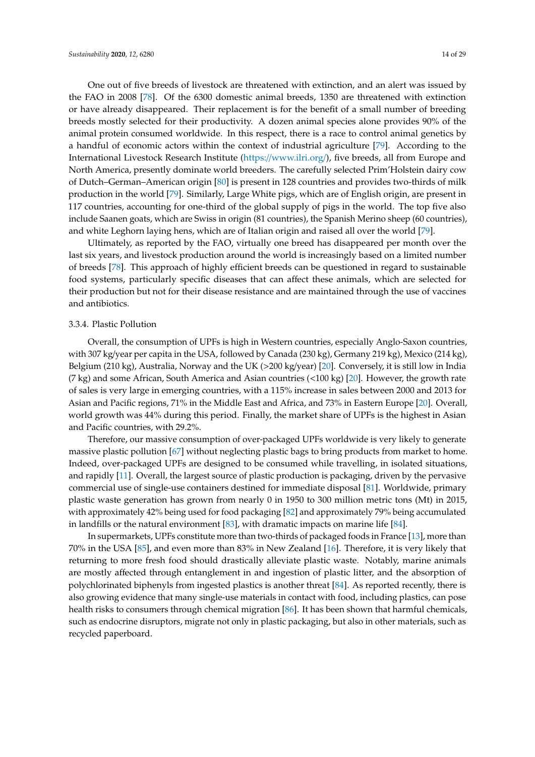One out of five breeds of livestock are threatened with extinction, and an alert was issued by the FAO in 2008 [78]. Of the 6300 domestic animal breeds, 1350 are threatened with extinction or have already disappeared. Their replacement is for the benefit of a small number of breeding breeds mostly selected for their productivity. A dozen animal species alone provides 90% of the animal protein consumed worldwide. In this respect, there is a race to control animal genetics by a handful of economic actors within the context of industrial agriculture [79]. According to the International Livestock Research Institute (https://www.ilri.org/), five breeds, all from Europe and North America, presently dominate world breeders. The carefully selected Prim'Holstein dairy cow of Dutch–German–American origin [80] is present in 128 countries and provides two-thirds of milk production in the world [79]. Similarly, Large White pigs, which are of English origin, are present in 117 countries, accounting for one-third of the global supply of pigs in the world. The top five also include Saanen goats, which are Swiss in origin (81 countries), the Spanish Merino sheep (60 countries), and white Leghorn laying hens, which are of Italian origin and raised all over the world [79].

Ultimately, as reported by the FAO, virtually one breed has disappeared per month over the last six years, and livestock production around the world is increasingly based on a limited number of breeds [78]. This approach of highly efficient breeds can be questioned in regard to sustainable food systems, particularly specific diseases that can affect these animals, which are selected for their production but not for their disease resistance and are maintained through the use of vaccines and antibiotics.

#### 3.3.4. Plastic Pollution

Overall, the consumption of UPFs is high in Western countries, especially Anglo-Saxon countries, with 307 kg/year per capita in the USA, followed by Canada (230 kg), Germany 219 kg), Mexico (214 kg), Belgium (210 kg), Australia, Norway and the UK (>200 kg/year) [20]. Conversely, it is still low in India (7 kg) and some African, South America and Asian countries (<100 kg) [20]. However, the growth rate of sales is very large in emerging countries, with a 115% increase in sales between 2000 and 2013 for Asian and Pacific regions, 71% in the Middle East and Africa, and 73% in Eastern Europe [20]. Overall, world growth was 44% during this period. Finally, the market share of UPFs is the highest in Asian and Pacific countries, with 29.2%.

Therefore, our massive consumption of over-packaged UPFs worldwide is very likely to generate massive plastic pollution [67] without neglecting plastic bags to bring products from market to home. Indeed, over-packaged UPFs are designed to be consumed while travelling, in isolated situations, and rapidly [11]. Overall, the largest source of plastic production is packaging, driven by the pervasive commercial use of single-use containers destined for immediate disposal [81]. Worldwide, primary plastic waste generation has grown from nearly 0 in 1950 to 300 million metric tons (Mt) in 2015, with approximately 42% being used for food packaging [82] and approximately 79% being accumulated in landfills or the natural environment [83], with dramatic impacts on marine life [84].

In supermarkets, UPFs constitute more than two-thirds of packaged foods in France [13], more than 70% in the USA [85], and even more than 83% in New Zealand [16]. Therefore, it is very likely that returning to more fresh food should drastically alleviate plastic waste. Notably, marine animals are mostly affected through entanglement in and ingestion of plastic litter, and the absorption of polychlorinated biphenyls from ingested plastics is another threat [84]. As reported recently, there is also growing evidence that many single-use materials in contact with food, including plastics, can pose health risks to consumers through chemical migration [86]. It has been shown that harmful chemicals, such as endocrine disruptors, migrate not only in plastic packaging, but also in other materials, such as recycled paperboard.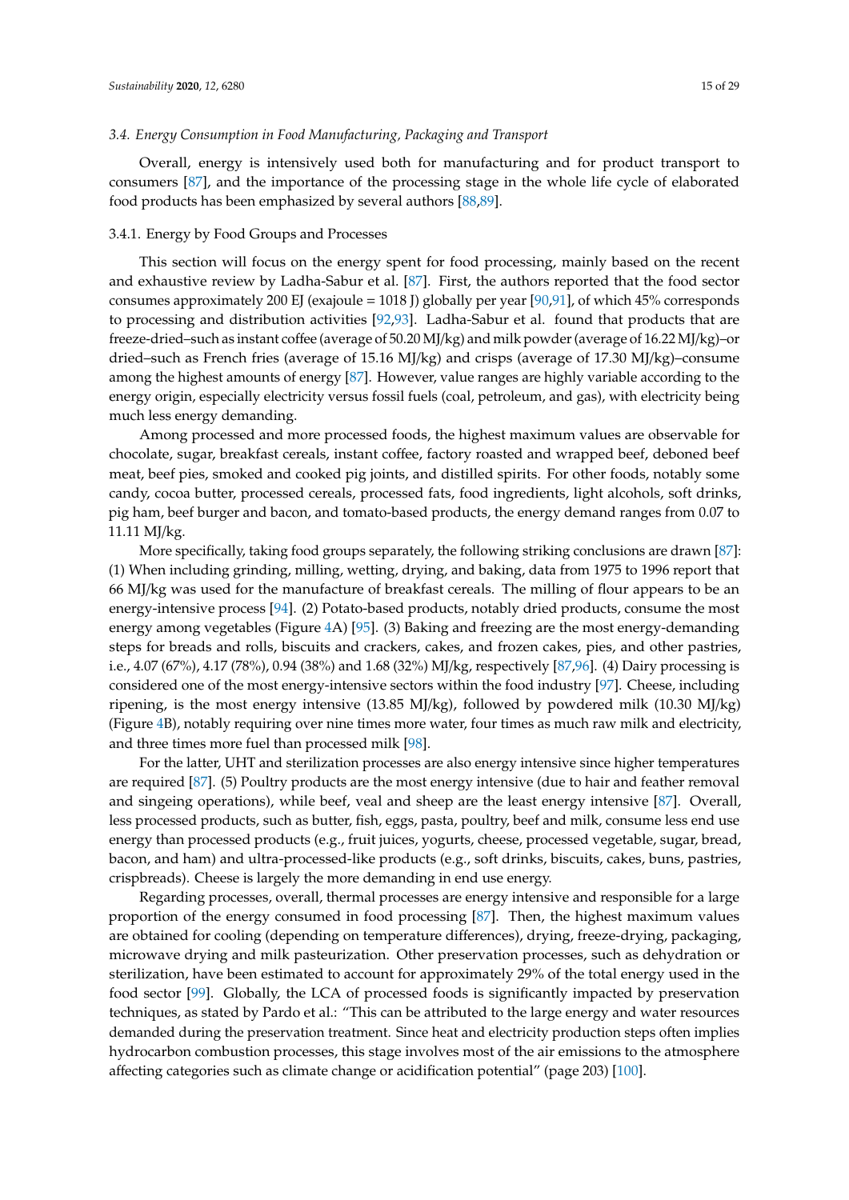### 3.4. Energy Consumption in Food Manufacturing, Packaging and Transport

Overall, energy is intensively used both for manufacturing and for product transport to consumers [87], and the importance of the processing stage in the whole life cycle of elaborated food products has been emphasized by several authors [88,89].

#### 3.4.1. Energy by Food Groups and Processes

This section will focus on the energy spent for food processing, mainly based on the recent and exhaustive review by Ladha-Sabur et al. [87]. First, the authors reported that the food sector consumes approximately 200 EJ (exajoule = $10^{18}$ J) globally per year [90,91], of which 45% corresponds to processing and distribution activities [92,93]. Ladha-Sabur et al. found that products that are freeze-dried–such as instant coffee (average of 50.20 MJ/kg) and milk powder (average of 16.22 MJ/kg)–or dried–such as French fries (average of 15.16 MJ/kg) and crisps (average of 17.30 MJ/kg)–consume among the highest amounts of energy [87]. However, value ranges are highly variable according to the energy origin, especially electricity versus fossil fuels (coal, petroleum, and gas), with electricity being much less energy demanding.

Among processed and more processed foods, the highest maximum values are observable for chocolate, sugar, breakfast cereals, instant coffee, factory roasted and wrapped beef, deboned beef meat, beef pies, smoked and cooked pig joints, and distilled spirits. For other foods, notably some candy, cocoa butter, processed cereals, processed fats, food ingredients, light alcohols, soft drinks, pig ham, beef burger and bacon, and tomato-based products, the energy demand ranges from 0.07 to 11.11 MJ/kg.

More specifically, taking food groups separately, the following striking conclusions are drawn [87]: (1) When including grinding, milling, wetting, drying, and baking, data from 1975 to 1996 report that 66 MJ/kg was used for the manufacture of breakfast cereals. The milling of flour appears to be an energy-intensive process [94]. (2) Potato-based products, notably dried products, consume the most energy among vegetables (Figure 4A) [95]. (3) Baking and freezing are the most energy-demanding steps for breads and rolls, biscuits and crackers, cakes, and frozen cakes, pies, and other pastries, i.e., 4.07 (67%), 4.17 (78%), 0.94 (38%) and 1.68 (32%) MJ/kg, respectively [87,96]. (4) Dairy processing is considered one of the most energy-intensive sectors within the food industry [97]. Cheese, including ripening, is the most energy intensive (13.85 MJ/kg), followed by powdered milk (10.30 MJ/kg) (Figure 4B), notably requiring over nine times more water, four times as much raw milk and electricity, and three times more fuel than processed milk [98].

For the latter, UHT and sterilization processes are also energy intensive since higher temperatures are required [87]. (5) Poultry products are the most energy intensive (due to hair and feather removal and singeing operations), while beef, veal and sheep are the least energy intensive [87]. Overall, less processed products, such as butter, fish, eggs, pasta, poultry, beef and milk, consume less end use energy than processed products (e.g., fruit juices, yogurts, cheese, processed vegetable, sugar, bread, bacon, and ham) and ultra-processed-like products (e.g., soft drinks, biscuits, cakes, buns, pastries, crispbreads). Cheese is largely the more demanding in end use energy.

Regarding processes, overall, thermal processes are energy intensive and responsible for a large proportion of the energy consumed in food processing [87]. Then, the highest maximum values are obtained for cooling (depending on temperature differences), drying, freeze-drying, packaging, microwave drying and milk pasteurization. Other preservation processes, such as dehydration or sterilization, have been estimated to account for approximately 29% of the total energy used in the food sector [99]. Globally, the LCA of processed foods is significantly impacted by preservation techniques, as stated by Pardo et al.: "This can be attributed to the large energy and water resources demanded during the preservation treatment. Since heat and electricity production steps often implies hydrocarbon combustion processes, this stage involves most of the air emissions to the atmosphere affecting categories such as climate change or acidification potential" (page 203) [100].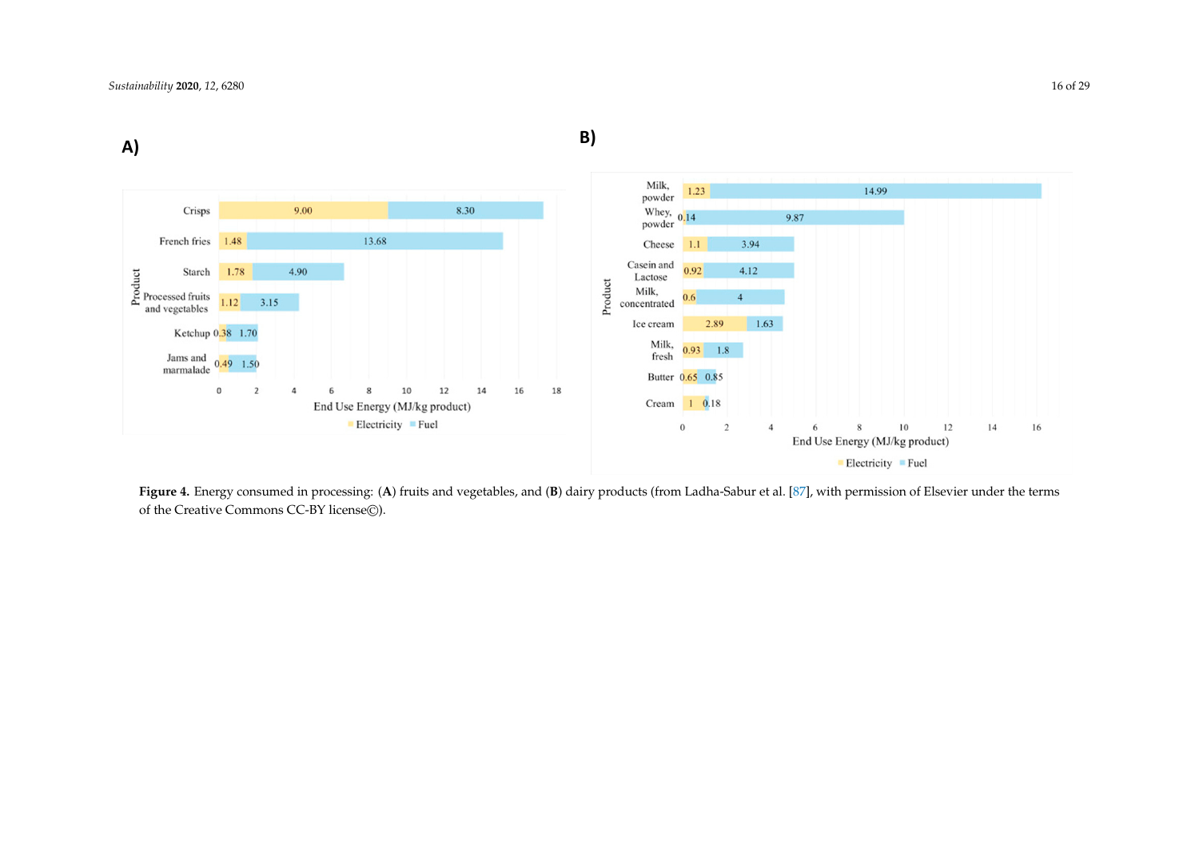**Figure 4.** Energy consumed in processing: (**A**) fruits and vegetables, and (**B**) dairy products (from Ladha-Sabur et al. [87], with permission of Elsevier under the terms of the Creative Commons CC-BY license©).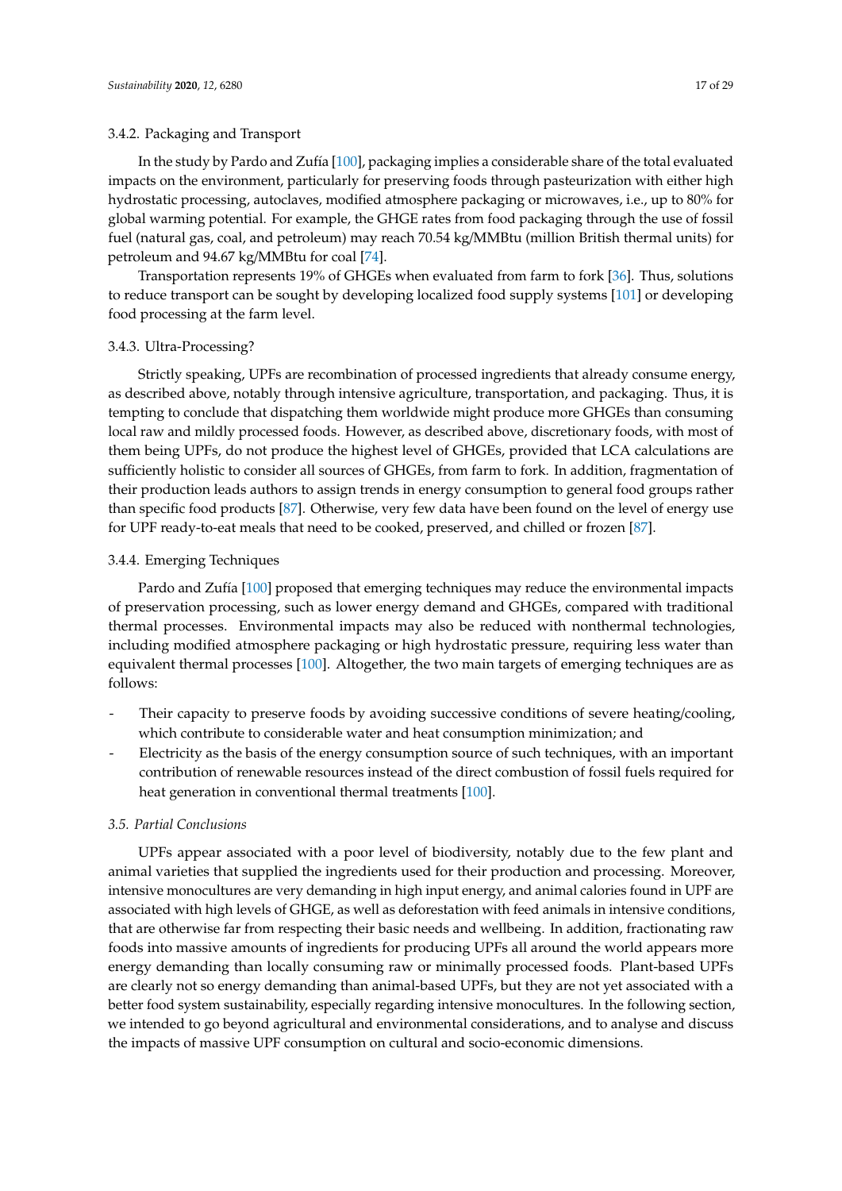#### 3.4.2. Packaging and Transport

In the study by Pardo and Zufía [100], packaging implies a considerable share of the total evaluated impacts on the environment, particularly for preserving foods through pasteurization with either high hydrostatic processing, autoclaves, modified atmosphere packaging or microwaves, i.e., up to 80% for global warming potential. For example, the GHGE rates from food packaging through the use of fossil fuel (natural gas, coal, and petroleum) may reach 70.54 kg/MMBtu (million British thermal units) for petroleum and 94.67 kg/MMBtu for coal [74].

Transportation represents 19% of GHGEs when evaluated from farm to fork [36]. Thus, solutions to reduce transport can be sought by developing localized food supply systems [101] or developing food processing at the farm level.

#### 3.4.3. Ultra-Processing?

Strictly speaking, UPFs are recombination of processed ingredients that already consume energy, as described above, notably through intensive agriculture, transportation, and packaging. Thus, it is tempting to conclude that dispatching them worldwide might produce more GHGEs than consuming local raw and mildly processed foods. However, as described above, discretionary foods, with most of them being UPFs, do not produce the highest level of GHGEs, provided that LCA calculations are sufficiently holistic to consider all sources of GHGEs, from farm to fork. In addition, fragmentation of their production leads authors to assign trends in energy consumption to general food groups rather than specific food products [87]. Otherwise, very few data have been found on the level of energy use for UPF ready-to-eat meals that need to be cooked, preserved, and chilled or frozen [87].

#### 3.4.4. Emerging Techniques

Pardo and Zufía [100] proposed that emerging techniques may reduce the environmental impacts of preservation processing, such as lower energy demand and GHGEs, compared with traditional thermal processes. Environmental impacts may also be reduced with nonthermal technologies, including modified atmosphere packaging or high hydrostatic pressure, requiring less water than equivalent thermal processes [100]. Altogether, the two main targets of emerging techniques are as follows:

- Their capacity to preserve foods by avoiding successive conditions of severe heating/cooling, which contribute to considerable water and heat consumption minimization; and
- Electricity as the basis of the energy consumption source of such techniques, with an important contribution of renewable resources instead of the direct combustion of fossil fuels required for heat generation in conventional thermal treatments [100].

### *3.5. Partial Conclusions*

UPFs appear associated with a poor level of biodiversity, notably due to the few plant and animal varieties that supplied the ingredients used for their production and processing. Moreover, intensive monocultures are very demanding in high input energy, and animal calories found in UPF are associated with high levels of GHGE, as well as deforestation with feed animals in intensive conditions, that are otherwise far from respecting their basic needs and wellbeing. In addition, fractionating raw foods into massive amounts of ingredients for producing UPFs all around the world appears more energy demanding than locally consuming raw or minimally processed foods. Plant-based UPFs are clearly not so energy demanding than animal-based UPFs, but they are not yet associated with a better food system sustainability, especially regarding intensive monocultures. In the following section, we intended to go beyond agricultural and environmental considerations, and to analyse and discuss the impacts of massive UPF consumption on cultural and socio-economic dimensions.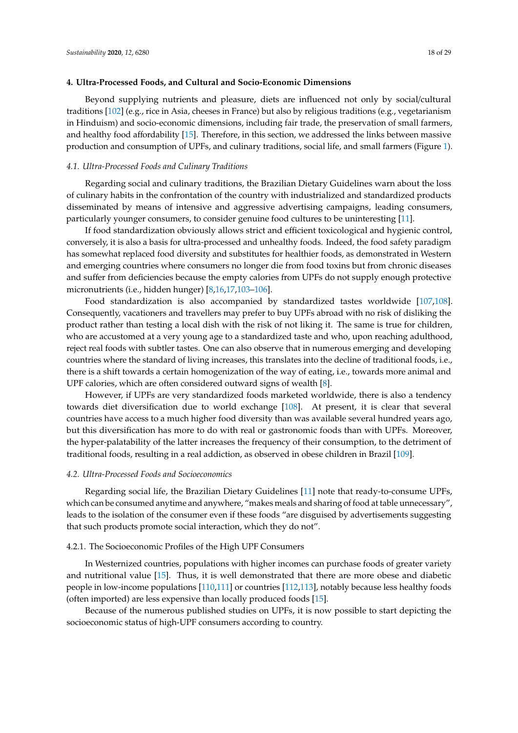## 4. Ultra-Processed Foods, and Cultural and Socio-Economic Dimensions

Beyond supplying nutrients and pleasure, diets are influenced not only by social/cultural traditions [102] (e.g., rice in Asia, cheeses in France) but also by religious traditions (e.g., vegetarianism in Hinduism) and socio-economic dimensions, including fair trade, the preservation of small farmers, and healthy food affordability [15]. Therefore, in this section, we addressed the links between massive production and consumption of UPFs, and culinary traditions, social life, and small farmers (Figure 1).

### *4.1. Ultra-Processed Foods and Culinary Traditions*

Regarding social and culinary traditions, the Brazilian Dietary Guidelines warn about the loss of culinary habits in the confrontation of the country with industrialized and standardized products disseminated by means of intensive and aggressive advertising campaigns, leading consumers, particularly younger consumers, to consider genuine food cultures to be uninteresting [11].

If food standardization obviously allows strict and efficient toxicological and hygienic control, conversely, it is also a basis for ultra-processed and unhealthy foods. Indeed, the food safety paradigm has somewhat replaced food diversity and substitutes for healthier foods, as demonstrated in Western and emerging countries where consumers no longer die from food toxins but from chronic diseases and suffer from deficiencies because the empty calories from UPFs do not supply enough protective micronutrients (i.e., hidden hunger) [8,16,17,103–106].

Food standardization is also accompanied by standardized tastes worldwide [107,108]. Consequently, vacationers and travellers may prefer to buy UPFs abroad with no risk of disliking the product rather than testing a local dish with the risk of not liking it. The same is true for children, who are accustomed at a very young age to a standardized taste and who, upon reaching adulthood, reject real foods with subtler tastes. One can also observe that in numerous emerging and developing countries where the standard of living increases, this translates into the decline of traditional foods, i.e., there is a shift towards a certain homogenization of the way of eating, i.e., towards more animal and UPF calories, which are often considered outward signs of wealth [8].

However, if UPFs are very standardized foods marketed worldwide, there is also a tendency towards diet diversification due to world exchange [108]. At present, it is clear that several countries have access to a much higher food diversity than was available several hundred years ago, but this diversification has more to do with real or gastronomic foods than with UPFs. Moreover, the hyper-palatability of the latter increases the frequency of their consumption, to the detriment of traditional foods, resulting in a real addiction, as observed in obese children in Brazil [109].

### *4.2. Ultra-Processed Foods and Socioeconomics*

Regarding social life, the Brazilian Dietary Guidelines [11] note that ready-to-consume UPFs, which can be consumed anytime and anywhere, "makes meals and sharing of food at table unnecessary", leads to the isolation of the consumer even if these foods "are disguised by advertisements suggesting that such products promote social interaction, which they do not".

#### 4.2.1. The Socioeconomic Profiles of the High UPF Consumers

In Westernized countries, populations with higher incomes can purchase foods of greater variety and nutritional value [15]. Thus, it is well demonstrated that there are more obese and diabetic people in low-income populations [110,111] or countries [112,113], notably because less healthy foods (often imported) are less expensive than locally produced foods [15].

Because of the numerous published studies on UPFs, it is now possible to start depicting the socioeconomic status of high-UPF consumers according to country.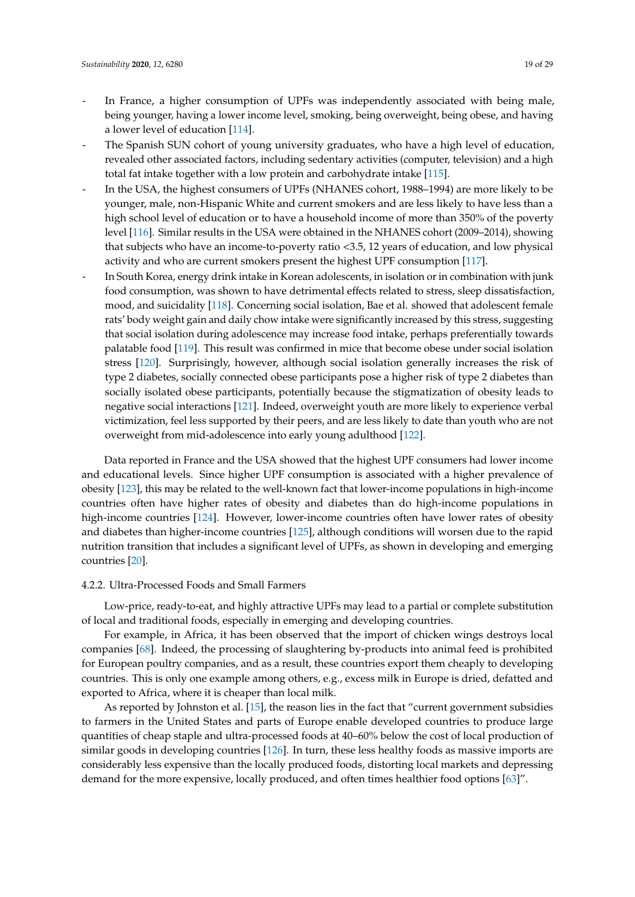- In France, a higher consumption of UPFs was independently associated with being male, being younger, having a lower income level, smoking, being overweight, being obese, and having a lower level of education [114].
- The Spanish SUN cohort of young university graduates, who have a high level of education, revealed other associated factors, including sedentary activities (computer, television) and a high total fat intake together with a low protein and carbohydrate intake [115].
- In the USA, the highest consumers of UPFs (NHANES cohort, 1988–1994) are more likely to be younger, male, non-Hispanic White and current smokers and are less likely to have less than a high school level of education or to have a household income of more than 350% of the poverty level [116]. Similar results in the USA were obtained in the NHANES cohort (2009–2014), showing that subjects who have an income-to-poverty ratio <3.5, 12 years of education, and low physical activity and who are current smokers present the highest UPF consumption [117].
- In South Korea, energy drink intake in Korean adolescents, in isolation or in combination with junk food consumption, was shown to have detrimental effects related to stress, sleep dissatisfaction, mood, and suicidality [118]. Concerning social isolation, Bae et al. showed that adolescent female rats' body weight gain and daily chow intake were significantly increased by this stress, suggesting that social isolation during adolescence may increase food intake, perhaps preferentially towards palatable food [119]. This result was confirmed in mice that become obese under social isolation stress [120]. Surprisingly, however, although social isolation generally increases the risk of type 2 diabetes, socially connected obese participants pose a higher risk of type 2 diabetes than socially isolated obese participants, potentially because the stigmatization of obesity leads to negative social interactions [121]. Indeed, overweight youth are more likely to experience verbal victimization, feel less supported by their peers, and are less likely to date than youth who are not overweight from mid-adolescence into early young adulthood [122].

Data reported in France and the USA showed that the highest UPF consumers had lower income and educational levels. Since higher UPF consumption is associated with a higher prevalence of obesity [123], this may be related to the well-known fact that lower-income populations in high-income countries often have higher rates of obesity and diabetes than do high-income populations in high-income countries [124]. However, lower-income countries often have lower rates of obesity and diabetes than higher-income countries [125], although conditions will worsen due to the rapid nutrition transition that includes a significant level of UPFs, as shown in developing and emerging countries [20].

#### 4.2.2. Ultra-Processed Foods and Small Farmers

Low-price, ready-to-eat, and highly attractive UPFs may lead to a partial or complete substitution of local and traditional foods, especially in emerging and developing countries.

For example, in Africa, it has been observed that the import of chicken wings destroys local companies [68]. Indeed, the processing of slaughtering by-products into animal feed is prohibited for European poultry companies, and as a result, these countries export them cheaply to developing countries. This is only one example among others, e.g., excess milk in Europe is dried, defatted and exported to Africa, where it is cheaper than local milk.

As reported by Johnston et al. [15], the reason lies in the fact that "current government subsidies to farmers in the United States and parts of Europe enable developed countries to produce large quantities of cheap staple and ultra-processed foods at 40–60% below the cost of local production of similar goods in developing countries [126]. In turn, these less healthy foods as massive imports are considerably less expensive than the locally produced foods, distorting local markets and depressing demand for the more expensive, locally produced, and often times healthier food options [63]".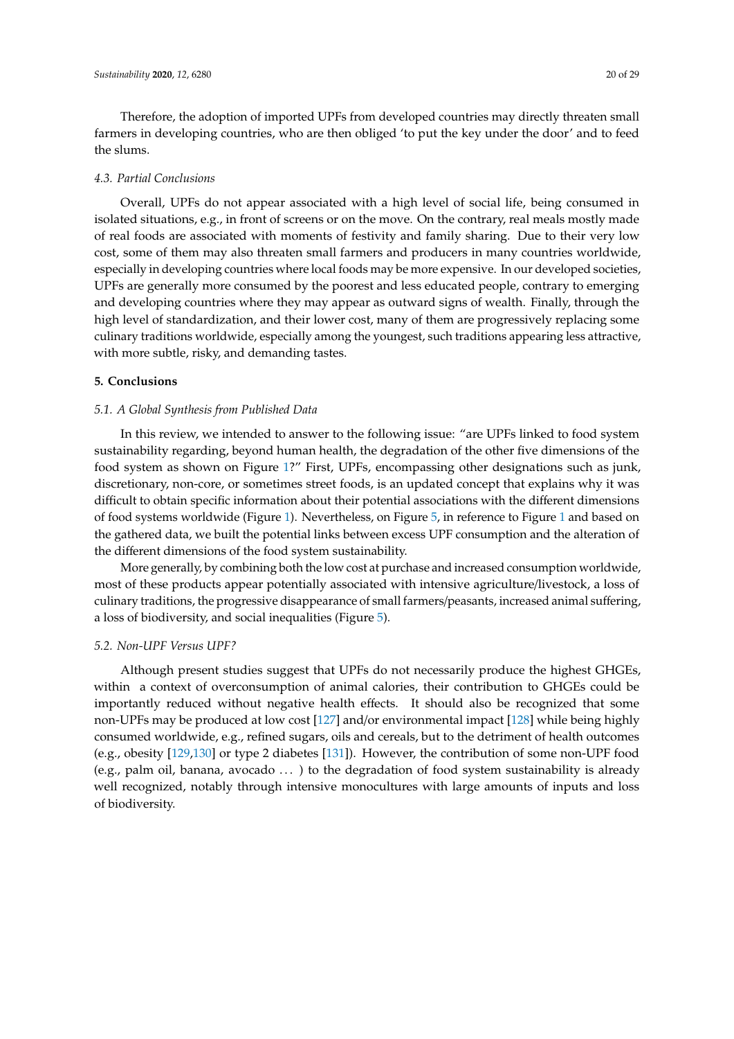Therefore, the adoption of imported UPFs from developed countries may directly threaten small farmers in developing countries, who are then obliged 'to put the key under the door' and to feed the slums.

### *4.3. Partial Conclusions*

Overall, UPFs do not appear associated with a high level of social life, being consumed in isolated situations, e.g., in front of screens or on the move. On the contrary, real meals mostly made of real foods are associated with moments of festivity and family sharing. Due to their very low cost, some of them may also threaten small farmers and producers in many countries worldwide, especially in developing countries where local foods may be more expensive. In our developed societies, UPFs are generally more consumed by the poorest and less educated people, contrary to emerging and developing countries where they may appear as outward signs of wealth. Finally, through the high level of standardization, and their lower cost, many of them are progressively replacing some culinary traditions worldwide, especially among the youngest, such traditions appearing less attractive, with more subtle, risky, and demanding tastes.

## **5. Conclusions**

### *5.1. A Global Synthesis from Published Data*

In this review, we intended to answer to the following issue: "are UPFs linked to food system sustainability regarding, beyond human health, the degradation of the other five dimensions of the food system as shown on Figure 1?" First, UPFs, encompassing other designations such as junk, discretionary, non-core, or sometimes street foods, is an updated concept that explains why it was difficult to obtain specific information about their potential associations with the different dimensions of food systems worldwide (Figure 1). Nevertheless, on Figure 5, in reference to Figure 1 and based on the gathered data, we built the potential links between excess UPF consumption and the alteration of the different dimensions of the food system sustainability.

More generally, by combining both the low cost at purchase and increased consumption worldwide, most of these products appear potentially associated with intensive agriculture/livestock, a loss of culinary traditions, the progressive disappearance of small farmers/peasants, increased animal suffering, a loss of biodiversity, and social inequalities (Figure 5).

### *5.2. Non-UPF Versus UPF?*

Although present studies suggest that UPFs do not necessarily produce the highest GHGEs, within a context of overconsumption of animal calories, their contribution to GHGEs could be importantly reduced without negative health effects. It should also be recognized that some non-UPFs may be produced at low cost [127] and/or environmental impact [128] while being highly consumed worldwide, e.g., refined sugars, oils and cereals, but to the detriment of health outcomes (e.g., obesity [129,130] or type 2 diabetes [131]). However, the contribution of some non-UPF food (e.g., palm oil, banana, avocado ... ) to the degradation of food system sustainability is already well recognized, notably through intensive monocultures with large amounts of inputs and loss of biodiversity.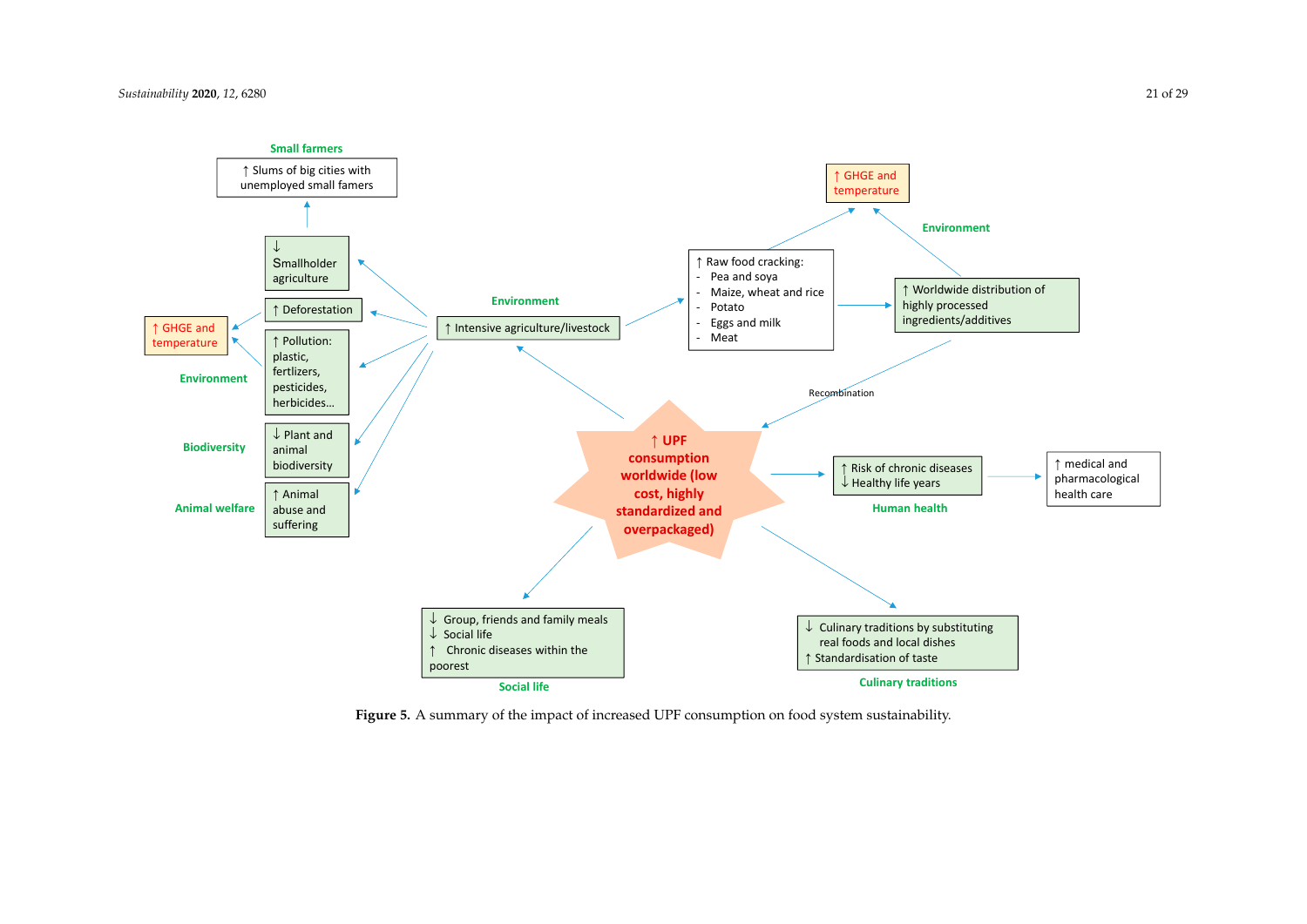**Figure 5.** A summary of the impact of increased UPF consumption on food system sustainability.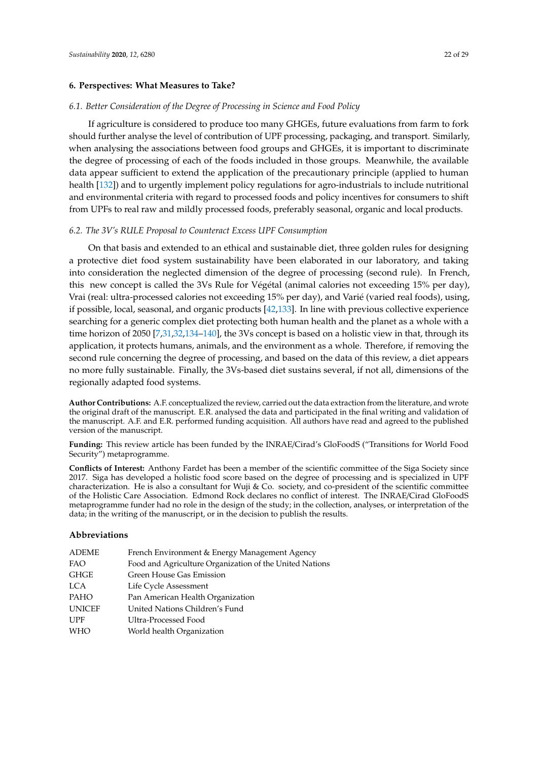## 6. Perspectives: What Measures to Take?

### *6.1. Better Consideration of the Degree of Processing in Science and Food Policy*

If agriculture is considered to produce too many GHGEs, future evaluations from farm to fork should further analyse the level of contribution of UPF processing, packaging, and transport. Similarly, when analysing the associations between food groups and GHGEs, it is important to discriminate the degree of processing of each of the foods included in those groups. Meanwhile, the available data appear sufficient to extend the application of the precautionary principle (applied to human health [132]) and to urgently implement policy regulations for agro-industrials to include nutritional and environmental criteria with regard to processed foods and policy incentives for consumers to shift from UPFs to real raw and mildly processed foods, preferably seasonal, organic and local products.

### *6.2. The 3V's RULE Proposal to Counteract Excess UPF Consumption*

On that basis and extended to an ethical and sustainable diet, three golden rules for designing a protective diet food system sustainability have been elaborated in our laboratory, and taking into consideration the neglected dimension of the degree of processing (second rule). In French, this new concept is called the 3Vs Rule for Végétal (animal calories not exceeding 15% per day), Vrai (real: ultra-processed calories not exceeding 15% per day), and Varié (varied real foods), using, if possible, local, seasonal, and organic products [42,133]. In line with previous collective experience searching for a generic complex diet protecting both human health and the planet as a whole with a time horizon of 2050 [7,31,32,134–140], the 3Vs concept is based on a holistic view in that, through its application, it protects humans, animals, and the environment as a whole. Therefore, if removing the second rule concerning the degree of processing, and based on the data of this review, a diet appears no more fully sustainable. Finally, the 3Vs-based diet sustains several, if not all, dimensions of the regionally adapted food systems.

**Author Contributions:** A.F. conceptualized the review, carried out the data extraction from the literature, and wrote the original draft of the manuscript. E.R. analysed the data and participated in the final writing and validation of the manuscript. A.F. and E.R. performed funding acquisition. All authors have read and agreed to the published version of the manuscript.

**Funding:** This review article has been funded by the INRAE/Cirad's GloFoodS ("Transitions for World Food Security") metaprogramme.

**Conflicts of Interest:** Anthony Fardet has been a member of the scientific committee of the Siga Society since 2017. Siga has developed a holistic food score based on the degree of processing and is specialized in UPF characterization. He is also a consultant for Wuji & Co. society, and co-president of the scientific committee of the Holistic Care Association. Edmond Rock declares no conflict of interest. The INRAE/Cirad GloFoodS metaprogramme funder had no role in the design of the study; in the collection, analyses, or interpretation of the data; in the writing of the manuscript, or in the decision to publish the results.

## Abbreviations

| | |
|---|---|
| ADEME | French Environment & Energy Management Agency |
| FAO | Food and Agriculture Organization of the United Nations |
| GHGE | Green House Gas Emission |
| LCA | Life Cycle Assessment |
| PAHO | Pan American Health Organization |
| UNICEF | United Nations Children's Fund |
| UPF | Ultra-Processed Food |
| WHO | World health Organization |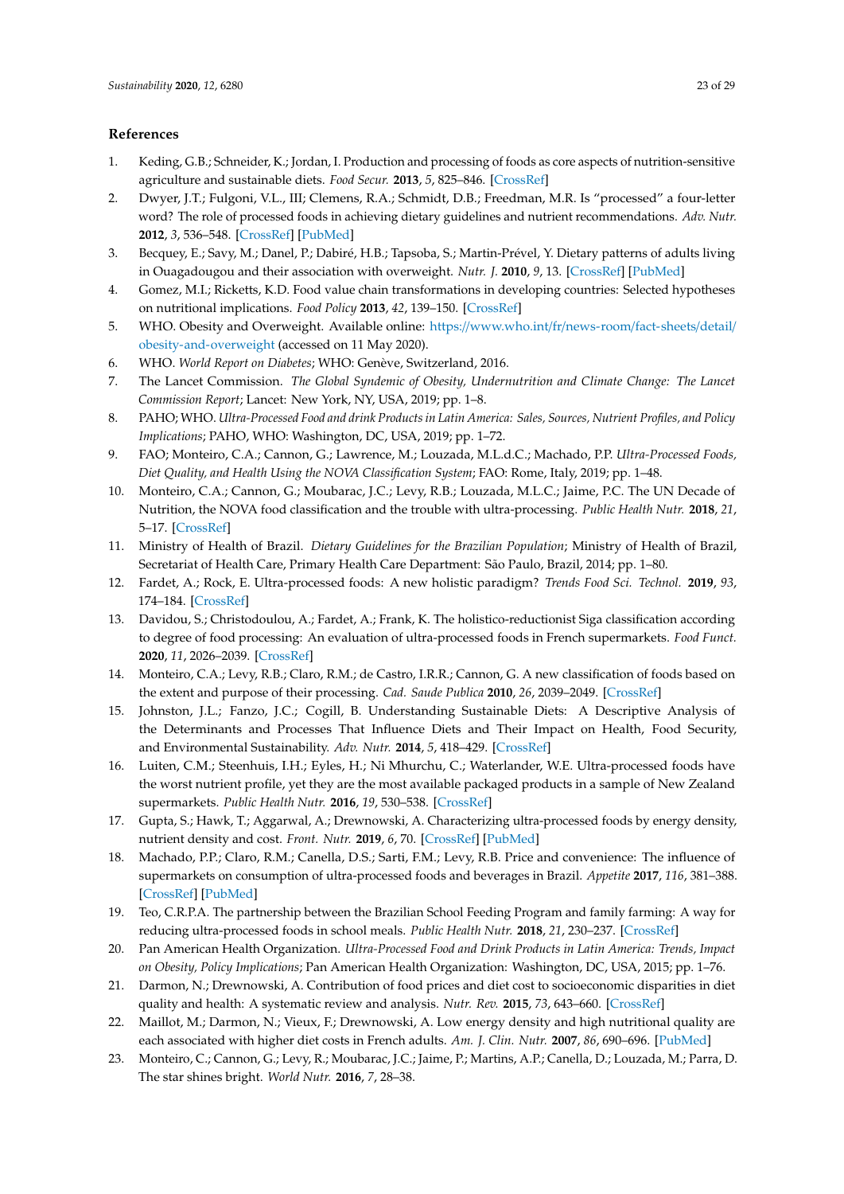## References

1. Keding, G.B.; Schneider, K.; Jordan, I. Production and processing of foods as core aspects of nutrition-sensitive agriculture and sustainable diets. *Food Secur.* **2013**, *5*, 825–846. [CrossRef]
2. Dwyer, J.T.; Fulgoni, V.L., III; Clemens, R.A.; Schmidt, D.B.; Freedman, M.R. Is "processed" a four-letter word? The role of processed foods in achieving dietary guidelines and nutrient recommendations. *Adv. Nutr.* **2012**, *3*, 536–548. [CrossRef] [PubMed]
3. Becquey, E.; Savy, M.; Danel, P.; Dabiré, H.B.; Tapsoba, S.; Martin-Prével, Y. Dietary patterns of adults living in Ouagadougou and their association with overweight. *Nutr. J.* **2010**, *9*, 13. [CrossRef] [PubMed]
4. Gomez, M.I.; Ricketts, K.D. Food value chain transformations in developing countries: Selected hypotheses on nutritional implications. *Food Policy* **2013**, *42*, 139–150. [CrossRef]
5. WHO. Obesity and Overweight. Available online: https://www.who.int/fr/news-room/fact-sheets/detail/obesity-and-overweight (accessed on 11 May 2020).
6. WHO. *World Report on Diabetes*; WHO: Genève, Switzerland, 2016.
7. The Lancet Commission. *The Global Syndemic of Obesity, Undernutrition and Climate Change: The Lancet Commission Report*; Lancet: New York, NY, USA, 2019; pp. 1–8.
8. PAHO; WHO. *Ultra-Processed Food and drink Products in Latin America: Sales, Sources, Nutrient Profiles, and Policy Implications*; PAHO, WHO: Washington, DC, USA, 2019; pp. 1–72.
9. FAO; Monteiro, C.A.; Cannon, G.; Lawrence, M.; Louzada, M.L.d.C.; Machado, P.P. *Ultra-Processed Foods, Diet Quality, and Health Using the NOVA Classification System*; FAO: Rome, Italy, 2019; pp. 1–48.
10. Monteiro, C.A.; Cannon, G.; Moubarac, J.C.; Levy, R.B.; Louzada, M.L.C.; Jaime, P.C. The UN Decade of Nutrition, the NOVA food classification and the trouble with ultra-processing. *Public Health Nutr.* **2018**, *21*, 5–17. [CrossRef]
11. Ministry of Health of Brazil. *Dietary Guidelines for the Brazilian Population*; Ministry of Health of Brazil, Secretariat of Health Care, Primary Health Care Department: São Paulo, Brazil, 2014; pp. 1–80.
12. Fardet, A.; Rock, E. Ultra-processed foods: A new holistic paradigm? *Trends Food Sci. Technol.* **2019**, *93*, 174–184. [CrossRef]
13. Davidou, S.; Christodoulou, A.; Fardet, A.; Frank, K. The holistico-reductionist Siga classification according to degree of food processing: An evaluation of ultra-processed foods in French supermarkets. *Food Funct.* **2020**, *11*, 2026–2039. [CrossRef]
14. Monteiro, C.A.; Levy, R.B.; Claro, R.M.; de Castro, I.R.R.; Cannon, G. A new classification of foods based on the extent and purpose of their processing. *Cad. Saude Publica* **2010**, *26*, 2039–2049. [CrossRef]
15. Johnston, J.L.; Fanzo, J.C.; Cogill, B. Understanding Sustainable Diets: A Descriptive Analysis of the Determinants and Processes That Influence Diets and Their Impact on Health, Food Security, and Environmental Sustainability. *Adv. Nutr.* **2014**, *5*, 418–429. [CrossRef]
16. Luiten, C.M.; Steenhuis, I.H.; Eyles, H.; Ni Mhurchu, C.; Waterlander, W.E. Ultra-processed foods have the worst nutrient profile, yet they are the most available packaged products in a sample of New Zealand supermarkets. *Public Health Nutr.* **2016**, *19*, 530–538. [CrossRef]
17. Gupta, S.; Hawk, T.; Aggarwal, A.; Drewnowski, A. Characterizing ultra-processed foods by energy density, nutrient density and cost. *Front. Nutr.* **2019**, *6*, 70. [CrossRef] [PubMed]
18. Machado, P.P.; Claro, R.M.; Canella, D.S.; Sarti, F.M.; Levy, R.B. Price and convenience: The influence of supermarkets on consumption of ultra-processed foods and beverages in Brazil. *Appetite* **2017**, *116*, 381–388. [CrossRef] [PubMed]
19. Teo, C.R.P.A. The partnership between the Brazilian School Feeding Program and family farming: A way for reducing ultra-processed foods in school meals. *Public Health Nutr.* **2018**, *21*, 230–237. [CrossRef]
20. Pan American Health Organization. *Ultra-Processed Food and Drink Products in Latin America: Trends, Impact on Obesity, Policy Implications*; Pan American Health Organization: Washington, DC, USA, 2015; pp. 1–76.
21. Darmon, N.; Drewnowski, A. Contribution of food prices and diet cost to socioeconomic disparities in diet quality and health: A systematic review and analysis. *Nutr. Rev.* **2015**, *73*, 643–660. [CrossRef]
22. Maillot, M.; Darmon, N.; Vieux, F.; Drewnowski, A. Low energy density and high nutritional quality are each associated with higher diet costs in French adults. *Am. J. Clin. Nutr.* **2007**, *86*, 690–696. [PubMed]
23. Monteiro, C.; Cannon, G.; Levy, R.; Moubarac, J.C.; Jaime, P.; Martins, A.P.; Canella, D.; Louzada, M.; Parra, D. The star shines bright. *World Nutr.* **2016**, *7*, 28–38.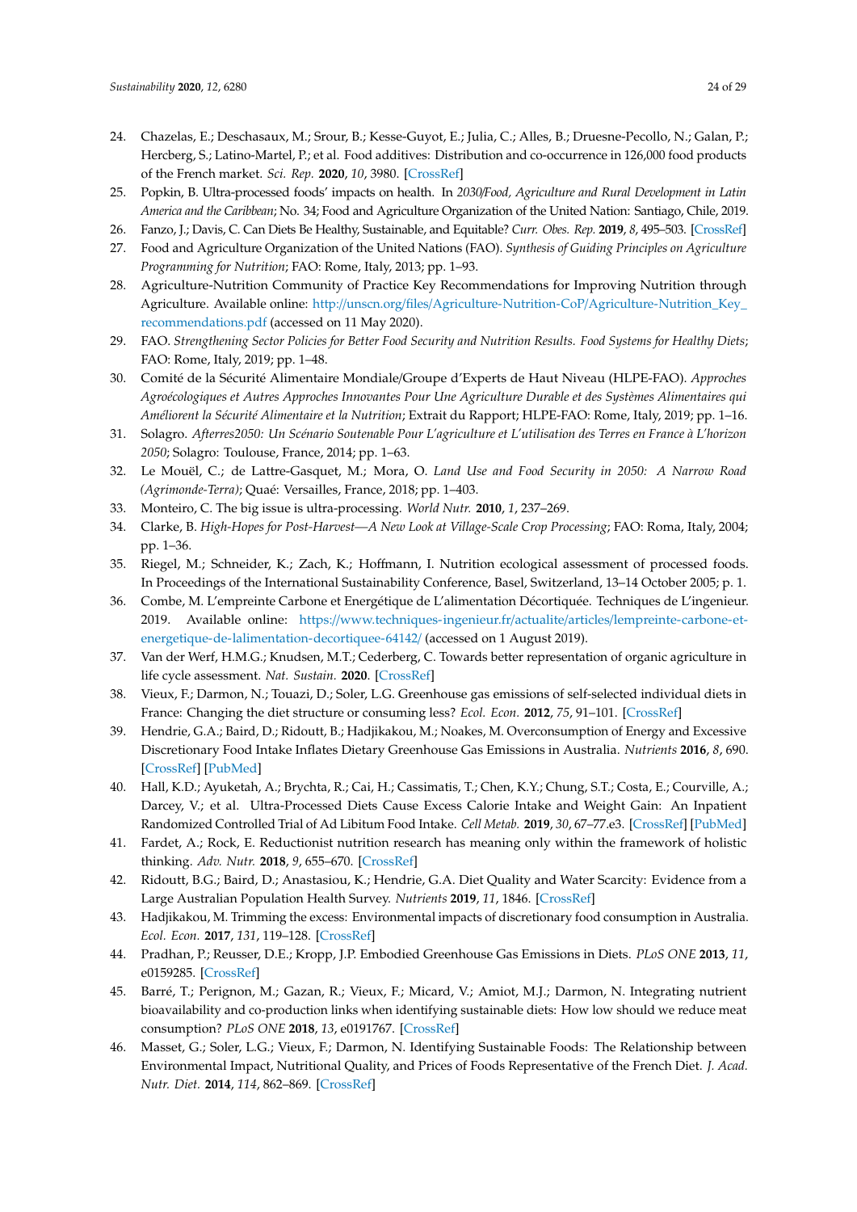24. Chazelas, E.; Deschasaux, M.; Srour, B.; Kesse-Guyot, E.; Julia, C.; Alles, B.; Druesne-Pecollo, N.; Galan, P.; Hercberg, S.; Latino-Martel, P.; et al. Food additives: Distribution and co-occurrence in 126,000 food products of the French market. *Sci. Rep.* **2020**, *10*, 3980. [CrossRef]
25. Popkin, B. Ultra-processed foods' impacts on health. In *2030/Food, Agriculture and Rural Development in Latin America and the Caribbean*; No. 34; Food and Agriculture Organization of the United Nation: Santiago, Chile, 2019.
26. Fanzo, J.; Davis, C. Can Diets Be Healthy, Sustainable, and Equitable? *Curr. Obes. Rep.* **2019**, *8*, 495–503. [CrossRef]
27. Food and Agriculture Organization of the United Nations (FAO). *Synthesis of Guiding Principles on Agriculture Programming for Nutrition*; FAO: Rome, Italy, 2013; pp. 1–93.
28. Agriculture-Nutrition Community of Practice Key Recommendations for Improving Nutrition through Agriculture. Available online: http://unscn.org/files/Agriculture-Nutrition-CoP/Agriculture-Nutrition_Key_recommendations.pdf (accessed on 11 May 2020).
29. FAO. *Strengthening Sector Policies for Better Food Security and Nutrition Results. Food Systems for Healthy Diets*; FAO: Rome, Italy, 2019; pp. 1–48.
30. Comité de la Sécurité Alimentaire Mondiale/Groupe d'Experts de Haut Niveau (HLPE-FAO). *Approches Agroécologiques et Autres Approches Innovantes Pour Une Agriculture Durable et des Systèmes Alimentaires qui Améliorent la Sécurité Alimentaire et la Nutrition*; Extrait du Rapport; HLPE-FAO: Rome, Italy, 2019; pp. 1–16.
31. Solagro. *Afterres2050: Un Scénario Soutenable Pour L'agriculture et L'utilisation des Terres en France à L'horizon 2050*; Solagro: Toulouse, France, 2014; pp. 1–63.
32. Le Mouël, C.; de Lattre-Gasquet, M.; Mora, O. *Land Use and Food Security in 2050: A Narrow Road (Agrimonde-Terra)*; Quaé: Versailles, France, 2018; pp. 1–403.
33. Monteiro, C. The big issue is ultra-processing. *World Nutr.* **2010**, *1*, 237–269.
34. Clarke, B. *High-Hopes for Post-Harvest—A New Look at Village-Scale Crop Processing*; FAO: Roma, Italy, 2004; pp. 1–36.
35. Riegel, M.; Schneider, K.; Zach, K.; Hoffmann, I. Nutrition ecological assessment of processed foods. In Proceedings of the International Sustainability Conference, Basel, Switzerland, 13–14 October 2005; p. 1.
36. Combe, M. L'empreinte Carbone et Energétique de L'alimentation Décortiquée. Techniques de L'ingenieur. 2019. Available online: https://www.techniques-ingenieur.fr/actualite/articles/lempreinte-carbone-et-energetique-de-lalimentation-decortiquee-64142/ (accessed on 1 August 2019).
37. Van der Werf, H.M.G.; Knudsen, M.T.; Cederberg, C. Towards better representation of organic agriculture in life cycle assessment. *Nat. Sustain.* **2020**. [CrossRef]
38. Vieux, F.; Darmon, N.; Touazi, D.; Soler, L.G. Greenhouse gas emissions of self-selected individual diets in France: Changing the diet structure or consuming less? *Ecol. Econ.* **2012**, *75*, 91–101. [CrossRef]
39. Hendrie, G.A.; Baird, D.; Ridoutt, B.; Hadjikakou, M.; Noakes, M. Overconsumption of Energy and Excessive Discretionary Food Intake Inflates Dietary Greenhouse Gas Emissions in Australia. *Nutrients* **2016**, *8*, 690. [CrossRef] [PubMed]
40. Hall, K.D.; Ayuketah, A.; Brychta, R.; Cai, H.; Cassimatis, T.; Chen, K.Y.; Chung, S.T.; Costa, E.; Courville, A.; Darcey, V.; et al. Ultra-Processed Diets Cause Excess Calorie Intake and Weight Gain: An Inpatient Randomized Controlled Trial of Ad Libitum Food Intake. *Cell Metab.* **2019**, *30*, 67–77.e3. [CrossRef] [PubMed]
41. Fardet, A.; Rock, E. Reductionist nutrition research has meaning only within the framework of holistic thinking. *Adv. Nutr.* **2018**, *9*, 655–670. [CrossRef]
42. Ridoutt, B.G.; Baird, D.; Anastasiou, K.; Hendrie, G.A. Diet Quality and Water Scarcity: Evidence from a Large Australian Population Health Survey. *Nutrients* **2019**, *11*, 1846. [CrossRef]
43. Hadjikakou, M. Trimming the excess: Environmental impacts of discretionary food consumption in Australia. *Ecol. Econ.* **2017**, *131*, 119–128. [CrossRef]
44. Pradhan, P.; Reusser, D.E.; Kropp, J.P. Embodied Greenhouse Gas Emissions in Diets. *PLoS ONE* **2013**, *11*, e0159285. [CrossRef]
45. Barré, T.; Perignon, M.; Gazan, R.; Vieux, F.; Micard, V.; Amiot, M.J.; Darmon, N. Integrating nutrient bioavailability and co-production links when identifying sustainable diets: How low should we reduce meat consumption? *PLoS ONE* **2018**, *13*, e0191767. [CrossRef]
46. Masset, G.; Soler, L.G.; Vieux, F.; Darmon, N. Identifying Sustainable Foods: The Relationship between Environmental Impact, Nutritional Quality, and Prices of Foods Representative of the French Diet. *J. Acad. Nutr. Diet.* **2014**, *114*, 862–869. [CrossRef]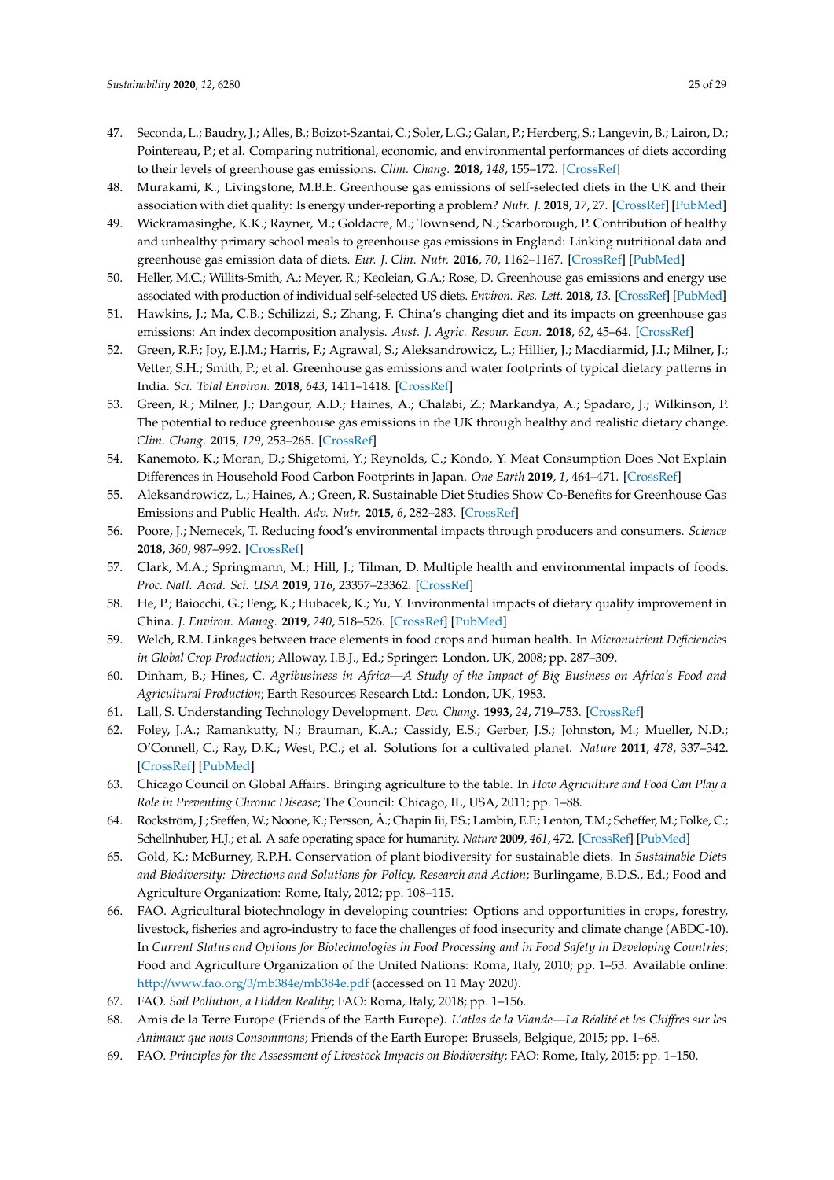47. Seconda, L.; Baudry, J.; Alles, B.; Boizot-Szantai, C.; Soler, L.G.; Galan, P.; Hercberg, S.; Langevin, B.; Lairon, D.; Pointereau, P.; et al. Comparing nutritional, economic, and environmental performances of diets according to their levels of greenhouse gas emissions. *Clim. Chang.* **2018**, *148*, 155–172. [CrossRef]
48. Murakami, K.; Livingstone, M.B.E. Greenhouse gas emissions of self-selected diets in the UK and their association with diet quality: Is energy under-reporting a problem? *Nutr. J.* **2018**, *17*, 27. [CrossRef] [PubMed]
49. Wickramasinghe, K.K.; Rayner, M.; Goldacre, M.; Townsend, N.; Scarborough, P. Contribution of healthy and unhealthy primary school meals to greenhouse gas emissions in England: Linking nutritional data and greenhouse gas emission data of diets. *Eur. J. Clin. Nutr.* **2016**, *70*, 1162–1167. [CrossRef] [PubMed]
50. Heller, M.C.; Willits-Smith, A.; Meyer, R.; Keoleian, G.A.; Rose, D. Greenhouse gas emissions and energy use associated with production of individual self-selected US diets. *Environ. Res. Lett.* **2018**, *13*. [CrossRef] [PubMed]
51. Hawkins, J.; Ma, C.B.; Schilizzi, S.; Zhang, F. China's changing diet and its impacts on greenhouse gas emissions: An index decomposition analysis. *Aust. J. Agric. Resour. Econ.* **2018**, *62*, 45–64. [CrossRef]
52. Green, R.F.; Joy, E.J.M.; Harris, F.; Agrawal, S.; Aleksandrowicz, L.; Hillier, J.; Macdiarmid, J.I.; Milner, J.; Vetter, S.H.; Smith, P.; et al. Greenhouse gas emissions and water footprints of typical dietary patterns in India. *Sci. Total Environ.* **2018**, *643*, 1411–1418. [CrossRef]
53. Green, R.; Milner, J.; Dangour, A.D.; Haines, A.; Chalabi, Z.; Markandya, A.; Spadaro, J.; Wilkinson, P. The potential to reduce greenhouse gas emissions in the UK through healthy and realistic dietary change. *Clim. Chang.* **2015**, *129*, 253–265. [CrossRef]
54. Kanemoto, K.; Moran, D.; Shigetomi, Y.; Reynolds, C.; Kondo, Y. Meat Consumption Does Not Explain Differences in Household Food Carbon Footprints in Japan. *One Earth* **2019**, *1*, 464–471. [CrossRef]
55. Aleksandrowicz, L.; Haines, A.; Green, R. Sustainable Diet Studies Show Co-Benefits for Greenhouse Gas Emissions and Public Health. *Adv. Nutr.* **2015**, *6*, 282–283. [CrossRef]
56. Poore, J.; Nemecek, T. Reducing food's environmental impacts through producers and consumers. *Science* **2018**, *360*, 987–992. [CrossRef]
57. Clark, M.A.; Springmann, M.; Hill, J.; Tilman, D. Multiple health and environmental impacts of foods. *Proc. Natl. Acad. Sci. USA* **2019**, *116*, 23357–23362. [CrossRef]
58. He, P.; Baiocchi, G.; Feng, K.; Hubacek, K.; Yu, Y. Environmental impacts of dietary quality improvement in China. *J. Environ. Manag.* **2019**, *240*, 518–526. [CrossRef] [PubMed]
59. Welch, R.M. Linkages between trace elements in food crops and human health. In *Micronutrient Deficiencies in Global Crop Production*; Alloway, I.B.J., Ed.; Springer: London, UK, 2008; pp. 287–309.
60. Dinham, B.; Hines, C. *Agribusiness in Africa—A Study of the Impact of Big Business on Africa's Food and Agricultural Production*; Earth Resources Research Ltd.: London, UK, 1983.
61. Lall, S. Understanding Technology Development. *Dev. Chang.* **1993**, *24*, 719–753. [CrossRef]
62. Foley, J.A.; Ramankutty, N.; Brauman, K.A.; Cassidy, E.S.; Gerber, J.S.; Johnston, M.; Mueller, N.D.; O'Connell, C.; Ray, D.K.; West, P.C.; et al. Solutions for a cultivated planet. *Nature* **2011**, *478*, 337–342. [CrossRef] [PubMed]
63. Chicago Council on Global Affairs. Bringing agriculture to the table. In *How Agriculture and Food Can Play a Role in Preventing Chronic Disease*; The Council: Chicago, IL, USA, 2011; pp. 1–88.
64. Rockström, J.; Steffen, W.; Noone, K.; Persson, Å.; Chapin Iii, F.S.; Lambin, E.F.; Lenton, T.M.; Scheffer, M.; Folke, C.; Schellnhuber, H.J.; et al. A safe operating space for humanity. *Nature* **2009**, *461*, 472. [CrossRef] [PubMed]
65. Gold, K.; McBurney, R.P.H. Conservation of plant biodiversity for sustainable diets. In *Sustainable Diets and Biodiversity: Directions and Solutions for Policy, Research and Action*; Burlingame, B.D.S., Ed.; Food and Agriculture Organization: Rome, Italy, 2012; pp. 108–115.
66. FAO. Agricultural biotechnology in developing countries: Options and opportunities in crops, forestry, livestock, fisheries and agro-industry to face the challenges of food insecurity and climate change (ABDC-10). In *Current Status and Options for Biotechnologies in Food Processing and in Food Safety in Developing Countries*; Food and Agriculture Organization of the United Nations: Roma, Italy, 2010; pp. 1–53. Available online: http://www.fao.org/3/mb384e/mb384e.pdf (accessed on 11 May 2020).
67. FAO. *Soil Pollution, a Hidden Reality*; FAO: Roma, Italy, 2018; pp. 1–156.
68. Amis de la Terre Europe (Friends of the Earth Europe). *L'atlas de la Viande—La Réalité et les Chiffres sur les Animaux que nous Consommons*; Friends of the Earth Europe: Brussels, Belgique, 2015; pp. 1–68.
69. FAO. *Principles for the Assessment of Livestock Impacts on Biodiversity*; FAO: Rome, Italy, 2015; pp. 1–150.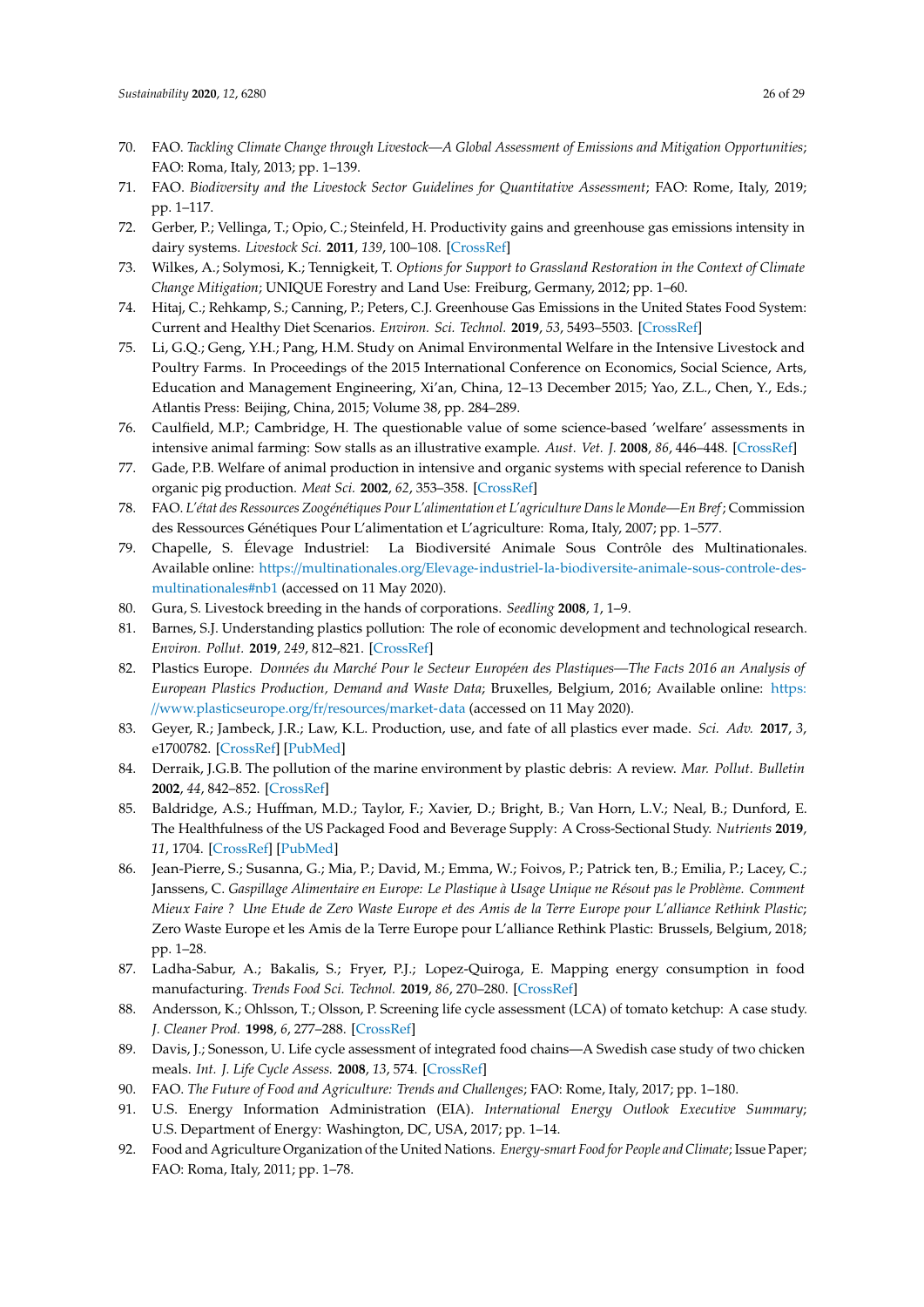70. FAO. *Tackling Climate Change through Livestock—A Global Assessment of Emissions and Mitigation Opportunities*; FAO: Roma, Italy, 2013; pp. 1–139.
71. FAO. *Biodiversity and the Livestock Sector Guidelines for Quantitative Assessment*; FAO: Rome, Italy, 2019; pp. 1–117.
72. Gerber, P.; Vellinga, T.; Opio, C.; Steinfeld, H. Productivity gains and greenhouse gas emissions intensity in dairy systems. *Livestock Sci.* **2011**, *139*, 100–108. [CrossRef]
73. Wilkes, A.; Solymosi, K.; Tennigkeit, T. *Options for Support to Grassland Restoration in the Context of Climate Change Mitigation*; UNIQUE Forestry and Land Use: Freiburg, Germany, 2012; pp. 1–60.
74. Hitaj, C.; Rehkamp, S.; Canning, P.; Peters, C.J. Greenhouse Gas Emissions in the United States Food System: Current and Healthy Diet Scenarios. *Environ. Sci. Technol.* **2019**, *53*, 5493–5503. [CrossRef]
75. Li, G.Q.; Geng, Y.H.; Pang, H.M. Study on Animal Environmental Welfare in the Intensive Livestock and Poultry Farms. In Proceedings of the 2015 International Conference on Economics, Social Science, Arts, Education and Management Engineering, Xi'an, China, 12–13 December 2015; Yao, Z.L., Chen, Y., Eds.; Atlantis Press: Beijing, China, 2015; Volume 38, pp. 284–289.
76. Caulfield, M.P.; Cambridge, H. The questionable value of some science-based 'welfare' assessments in intensive animal farming: Sow stalls as an illustrative example. *Aust. Vet. J.* **2008**, *86*, 446–448. [CrossRef]
77. Gade, P.B. Welfare of animal production in intensive and organic systems with special reference to Danish organic pig production. *Meat Sci.* **2002**, *62*, 353–358. [CrossRef]
78. FAO. *L'état des Ressources Zoogénétiques Pour L'alimentation et L'agriculture Dans le Monde—En Bref*; Commission des Ressources Génétiques Pour L'alimentation et L'agriculture: Roma, Italy, 2007; pp. 1–577.
79. Chapelle, S. Élevage Industriel: La Biodiversité Animale Sous Contrôle des Multinationales. Available online: https://multinationales.org/Elevage-industriel-la-biodiversite-animale-sous-controle-des-multinationales#nb1 (accessed on 11 May 2020).
80. Gura, S. Livestock breeding in the hands of corporations. *Seedling* **2008**, *1*, 1–9.
81. Barnes, S.J. Understanding plastics pollution: The role of economic development and technological research. *Environ. Pollut.* **2019**, *249*, 812–821. [CrossRef]
82. Plastics Europe. *Données du Marché Pour le Secteur Européen des Plastiques—The Facts 2016 an Analysis of European Plastics Production, Demand and Waste Data*; Bruxelles, Belgium, 2016; Available online: https://www.plasticseurope.org/fr/resources/market-data (accessed on 11 May 2020).
83. Geyer, R.; Jambeck, J.R.; Law, K.L. Production, use, and fate of all plastics ever made. *Sci. Adv.* **2017**, *3*, e1700782. [CrossRef] [PubMed]
84. Derraik, J.G.B. The pollution of the marine environment by plastic debris: A review. *Mar. Pollut. Bulletin* **2002**, *44*, 842–852. [CrossRef]
85. Baldridge, A.S.; Huffman, M.D.; Taylor, F.; Xavier, D.; Bright, B.; Van Horn, L.V.; Neal, B.; Dunford, E. The Healthfulness of the US Packaged Food and Beverage Supply: A Cross-Sectional Study. *Nutrients* **2019**, *11*, 1704. [CrossRef] [PubMed]
86. Jean-Pierre, S.; Susanna, G.; Mia, P.; David, M.; Emma, W.; Foivos, P.; Patrick ten, B.; Emilia, P.; Lacey, C.; Janssens, C. *Gaspillage Alimentaire en Europe: Le Plastique à Usage Unique ne Résout pas le Problème. Comment Mieux Faire ? Une Etude de Zero Waste Europe et des Amis de la Terre Europe pour L'alliance Rethink Plastic*; Zero Waste Europe et les Amis de la Terre Europe pour L'alliance Rethink Plastic: Brussels, Belgium, 2018; pp. 1–28.
87. Ladha-Sabur, A.; Bakalis, S.; Fryer, P.J.; Lopez-Quiroga, E. Mapping energy consumption in food manufacturing. *Trends Food Sci. Technol.* **2019**, *86*, 270–280. [CrossRef]
88. Andersson, K.; Ohlsson, T.; Olsson, P. Screening life cycle assessment (LCA) of tomato ketchup: A case study. *J. Cleaner Prod.* **1998**, *6*, 277–288. [CrossRef]
89. Davis, J.; Sonesson, U. Life cycle assessment of integrated food chains—A Swedish case study of two chicken meals. *Int. J. Life Cycle Assess.* **2008**, *13*, 574. [CrossRef]
90. FAO. *The Future of Food and Agriculture: Trends and Challenges*; FAO: Rome, Italy, 2017; pp. 1–180.
91. U.S. Energy Information Administration (EIA). *International Energy Outlook Executive Summary*; U.S. Department of Energy: Washington, DC, USA, 2017; pp. 1–14.
92. Food and Agriculture Organization of the United Nations. *Energy-smart Food for People and Climate*; Issue Paper; FAO: Roma, Italy, 2011; pp. 1–78.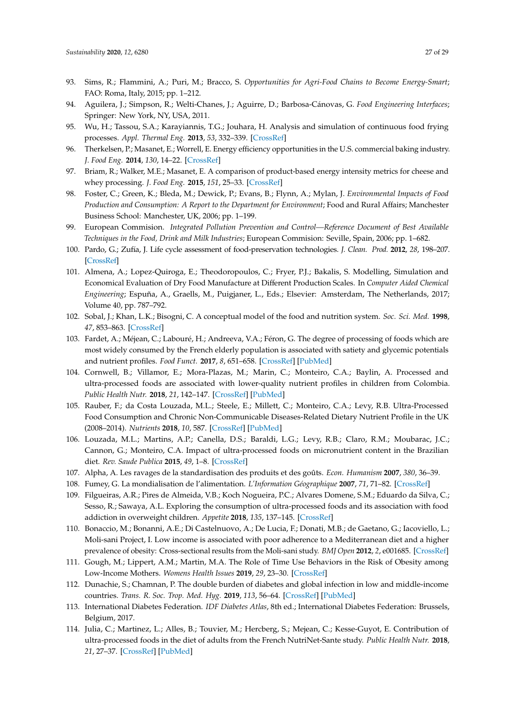93. Sims, R.; Flammini, A.; Puri, M.; Bracco, S. *Opportunities for Agri-Food Chains to Become Energy-Smart*; FAO: Roma, Italy, 2015; pp. 1–212.
94. Aguilera, J.; Simpson, R.; Welti-Chanes, J.; Aguirre, D.; Barbosa-Cánovas, G. *Food Engineering Interfaces*; Springer: New York, NY, USA, 2011.
95. Wu, H.; Tassou, S.A.; Karayiannis, T.G.; Jouhara, H. Analysis and simulation of continuous food frying processes. *Appl. Thermal Eng.* **2013**, *53*, 332–339. [CrossRef]
96. Therkelsen, P.; Masanet, E.; Worrell, E. Energy efficiency opportunities in the U.S. commercial baking industry. *J. Food Eng.* **2014**, *130*, 14–22. [CrossRef]
97. Briam, R.; Walker, M.E.; Masanet, E. A comparison of product-based energy intensity metrics for cheese and whey processing. *J. Food Eng.* **2015**, *151*, 25–33. [CrossRef]
98. Foster, C.; Green, K.; Bleda, M.; Dewick, P.; Evans, B.; Flynn, A.; Mylan, J. *Environmental Impacts of Food Production and Consumption: A Report to the Department for Environment*; Food and Rural Affairs; Manchester Business School: Manchester, UK, 2006; pp. 1–199.
99. European Commision. *Integrated Pollution Prevention and Control—Reference Document of Best Available Techniques in the Food, Drink and Milk Industries*; European Commision: Seville, Spain, 2006; pp. 1–682.
100. Pardo, G.; Zufía, J. Life cycle assessment of food-preservation technologies. *J. Clean. Prod.* **2012**, *28*, 198–207. [CrossRef]
101. Almena, A.; Lopez-Quiroga, E.; Theodoropoulos, C.; Fryer, P.J.; Bakalis, S. Modelling, Simulation and Economical Evaluation of Dry Food Manufacture at Different Production Scales. In *Computer Aided Chemical Engineering*; Espuña, A., Graells, M., Puigjaner, L., Eds.; Elsevier: Amsterdam, The Netherlands, 2017; Volume 40, pp. 787–792.
102. Sobal, J.; Khan, L.K.; Bisogni, C. A conceptual model of the food and nutrition system. *Soc. Sci. Med.* **1998**, *47*, 853–863. [CrossRef]
103. Fardet, A.; Méjean, C.; Labouré, H.; Andreeva, V.A.; Féron, G. The degree of processing of foods which are most widely consumed by the French elderly population is associated with satiety and glycemic potentials and nutrient profiles. *Food Funct.* **2017**, *8*, 651–658. [CrossRef] [PubMed]
104. Cornwell, B.; Villamor, E.; Mora-Plazas, M.; Marin, C.; Monteiro, C.A.; Baylin, A. Processed and ultra-processed foods are associated with lower-quality nutrient profiles in children from Colombia. *Public Health Nutr.* **2018**, *21*, 142–147. [CrossRef] [PubMed]
105. Rauber, F.; da Costa Louzada, M.L.; Steele, E.; Millett, C.; Monteiro, C.A.; Levy, R.B. Ultra-Processed Food Consumption and Chronic Non-Communicable Diseases-Related Dietary Nutrient Profile in the UK (2008–2014). *Nutrients* **2018**, *10*, 587. [CrossRef] [PubMed]
106. Louzada, M.L.; Martins, A.P.; Canella, D.S.; Baraldi, L.G.; Levy, R.B.; Claro, R.M.; Moubarac, J.C.; Cannon, G.; Monteiro, C.A. Impact of ultra-processed foods on micronutrient content in the Brazilian diet. *Rev. Saude Publica* **2015**, *49*, 1–8. [CrossRef]
107. Alpha, A. Les ravages de la standardisation des produits et des goûts. *Econ. Humanism* **2007**, *380*, 36–39.
108. Fumey, G. La mondialisation de l'alimentation. *L'Information Géographique* **2007**, *71*, 71–82. [CrossRef]
109. Filgueiras, A.R.; Pires de Almeida, V.B.; Koch Nogueira, P.C.; Alvares Domene, S.M.; Eduardo da Silva, C.; Sesso, R.; Sawaya, A.L. Exploring the consumption of ultra-processed foods and its association with food addiction in overweight children. *Appetite* **2018**, *135*, 137–145. [CrossRef]
110. Bonaccio, M.; Bonanni, A.E.; Di Castelnuovo, A.; De Lucia, F.; Donati, M.B.; de Gaetano, G.; Iacoviello, L.; Moli-sani Project, I. Low income is associated with poor adherence to a Mediterranean diet and a higher prevalence of obesity: Cross-sectional results from the Moli-sani study. *BMJ Open* **2012**, *2*, e001685. [CrossRef]
111. Gough, M.; Lippert, A.M.; Martin, M.A. The Role of Time Use Behaviors in the Risk of Obesity among Low-Income Mothers. *Womens Health Issues* **2019**, *29*, 23–30. [CrossRef]
112. Dunachie, S.; Chamnan, P. The double burden of diabetes and global infection in low and middle-income countries. *Trans. R. Soc. Trop. Med. Hyg.* **2019**, *113*, 56–64. [CrossRef] [PubMed]
113. International Diabetes Federation. *IDF Diabetes Atlas*, 8th ed.; International Diabetes Federation: Brussels, Belgium, 2017.
114. Julia, C.; Martinez, L.; Alles, B.; Touvier, M.; Hercberg, S.; Mejean, C.; Kesse-Guyot, E. Contribution of ultra-processed foods in the diet of adults from the French NutriNet-Sante study. *Public Health Nutr.* **2018**, *21*, 27–37. [CrossRef] [PubMed]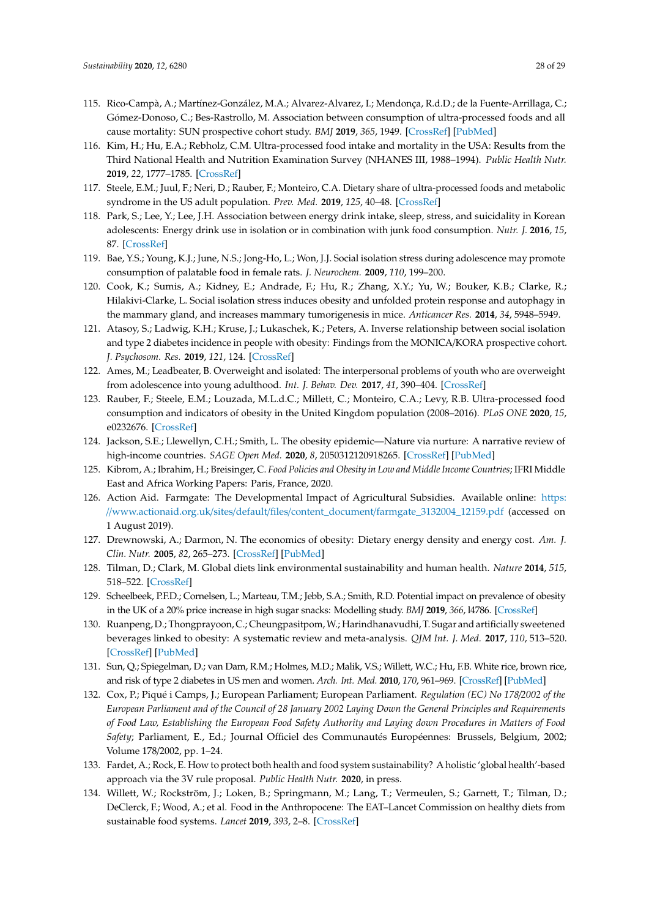115. Rico-Campà, A.; Martínez-González, M.A.; Alvarez-Alvarez, I.; Mendonça, R.d.D.; de la Fuente-Arrillaga, C.; Gómez-Donoso, C.; Bes-Rastrollo, M. Association between consumption of ultra-processed foods and all cause mortality: SUN prospective cohort study. *BMJ* **2019**, *365*, 1949. [CrossRef] [PubMed]
116. Kim, H.; Hu, E.A.; Rebholz, C.M. Ultra-processed food intake and mortality in the USA: Results from the Third National Health and Nutrition Examination Survey (NHANES III, 1988–1994). *Public Health Nutr.* **2019**, *22*, 1777–1785. [CrossRef]
117. Steele, E.M.; Juul, F.; Neri, D.; Rauber, F.; Monteiro, C.A. Dietary share of ultra-processed foods and metabolic syndrome in the US adult population. *Prev. Med.* **2019**, *125*, 40–48. [CrossRef]
118. Park, S.; Lee, Y.; Lee, J.H. Association between energy drink intake, sleep, stress, and suicidality in Korean adolescents: Energy drink use in isolation or in combination with junk food consumption. *Nutr. J.* **2016**, *15*, 87. [CrossRef]
119. Bae, Y.S.; Young, K.J.; June, N.S.; Jong-Ho, L.; Won, J.J. Social isolation stress during adolescence may promote consumption of palatable food in female rats. *J. Neurochem.* **2009**, *110*, 199–200.
120. Cook, K.; Sumis, A.; Kidney, E.; Andrade, F.; Hu, R.; Zhang, X.Y.; Yu, W.; Bouker, K.B.; Clarke, R.; Hilakivi-Clarke, L. Social isolation stress induces obesity and unfolded protein response and autophagy in the mammary gland, and increases mammary tumorigenesis in mice. *Anticancer Res.* **2014**, *34*, 5948–5949.
121. Atasoy, S.; Ladwig, K.H.; Kruse, J.; Lukaschek, K.; Peters, A. Inverse relationship between social isolation and type 2 diabetes incidence in people with obesity: Findings from the MONICA/KORA prospective cohort. *J. Psychosom. Res.* **2019**, *121*, 124. [CrossRef]
122. Ames, M.; Leadbeater, B. Overweight and isolated: The interpersonal problems of youth who are overweight from adolescence into young adulthood. *Int. J. Behav. Dev.* **2017**, *41*, 390–404. [CrossRef]
123. Rauber, F.; Steele, E.M.; Louzada, M.L.d.C.; Millett, C.; Monteiro, C.A.; Levy, R.B. Ultra-processed food consumption and indicators of obesity in the United Kingdom population (2008–2016). *PLoS ONE* **2020**, *15*, e0232676. [CrossRef]
124. Jackson, S.E.; Llewellyn, C.H.; Smith, L. The obesity epidemic—Nature via nurture: A narrative review of high-income countries. *SAGE Open Med.* **2020**, *8*, 2050312120918265. [CrossRef] [PubMed]
125. Kibrom, A.; Ibrahim, H.; Breisinger, C. *Food Policies and Obesity in Low and Middle Income Countries*; IFRI Middle East and Africa Working Papers: Paris, France, 2020.
126. Action Aid. Farmgate: The Developmental Impact of Agricultural Subsidies. Available online: https://www.actionaid.org.uk/sites/default/files/content_document/farmgate_3132004_12159.pdf (accessed on 1 August 2019).
127. Drewnowski, A.; Darmon, N. The economics of obesity: Dietary energy density and energy cost. *Am. J. Clin. Nutr.* **2005**, *82*, 265–273. [CrossRef] [PubMed]
128. Tilman, D.; Clark, M. Global diets link environmental sustainability and human health. *Nature* **2014**, *515*, 518–522. [CrossRef]
129. Scheelbeek, P.F.D.; Cornelsen, L.; Marteau, T.M.; Jebb, S.A.; Smith, R.D. Potential impact on prevalence of obesity in the UK of a 20% price increase in high sugar snacks: Modelling study. *BMJ* **2019**, *366*, l4786. [CrossRef]
130. Ruanpeng, D.; Thongprayoon, C.; Cheungpasitpom, W.; Harindhanavudhi, T. Sugar and artificially sweetened beverages linked to obesity: A systematic review and meta-analysis. *QJM Int. J. Med.* **2017**, *110*, 513–520. [CrossRef] [PubMed]
131. Sun, Q.; Spiegelman, D.; van Dam, R.M.; Holmes, M.D.; Malik, V.S.; Willett, W.C.; Hu, F.B. White rice, brown rice, and risk of type 2 diabetes in US men and women. *Arch. Int. Med.* **2010**, *170*, 961–969. [CrossRef] [PubMed]
132. Cox, P.; Piqué i Camps, J.; European Parliament; European Parliament. *Regulation (EC) No 178/2002 of the European Parliament and of the Council of 28 January 2002 Laying Down the General Principles and Requirements of Food Law, Establishing the European Food Safety Authority and Laying down Procedures in Matters of Food Safety*; Parliament, E., Ed.; Journal Officiel des Communautés Européennes: Brussels, Belgium, 2002; Volume 178/2002, pp. 1–24.
133. Fardet, A.; Rock, E. How to protect both health and food system sustainability? A holistic 'global health'-based approach via the 3V rule proposal. *Public Health Nutr.* **2020**, in press.
134. Willett, W.; Rockström, J.; Loken, B.; Springmann, M.; Lang, T.; Vermeulen, S.; Garnett, T.; Tilman, D.; DeClerck, F.; Wood, A.; et al. Food in the Anthropocene: The EAT–Lancet Commission on healthy diets from sustainable food systems. *Lancet* **2019**, *393*, 2–8. [CrossRef]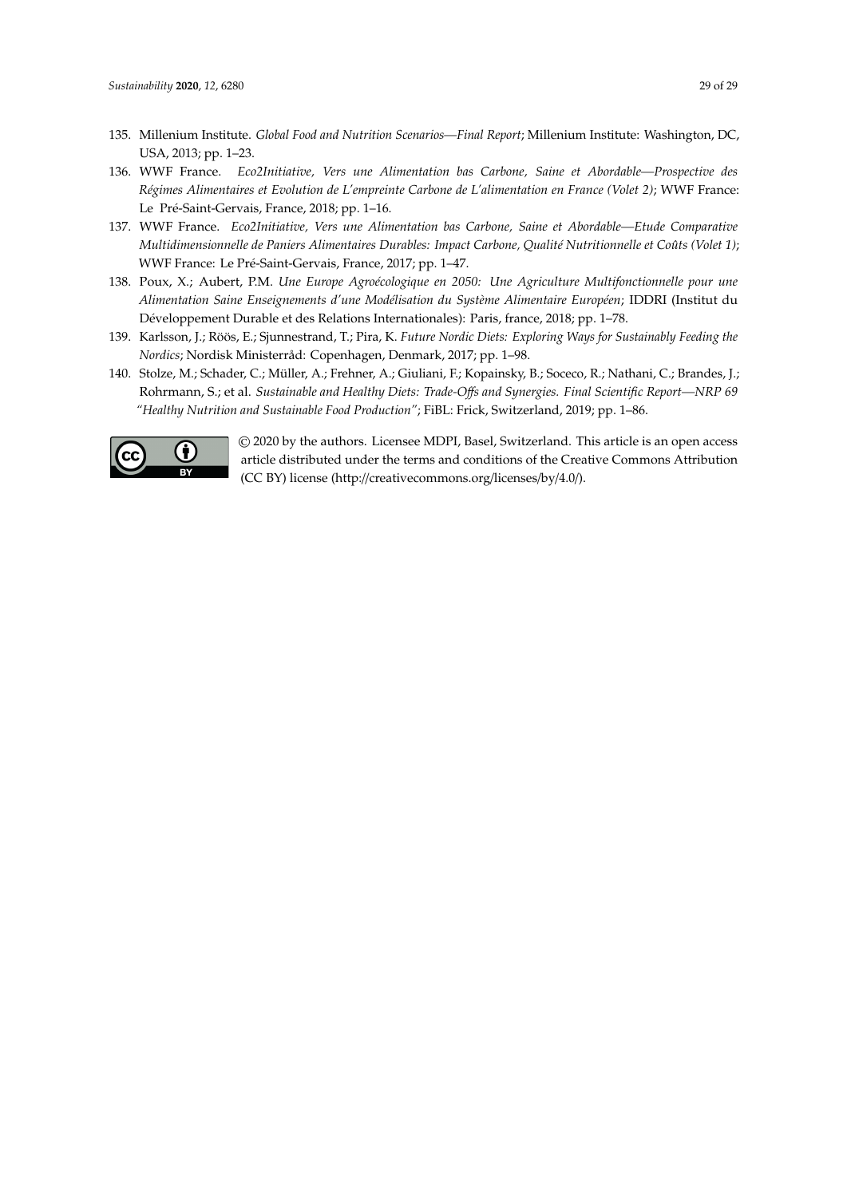135. Millenium Institute. *Global Food and Nutrition Scenarios—Final Report*; Millenium Institute: Washington, DC, USA, 2013; pp. 1–23.
136. WWF France. *Eco2Initiative, Vers une Alimentation bas Carbone, Saine et Abordable—Prospective des Régimes Alimentaires et Evolution de L'empreinte Carbone de L'alimentation en France (Volet 2)*; WWF France: Le Pré-Saint-Gervais, France, 2018; pp. 1–16.
137. WWF France. *Eco2Initiative, Vers une Alimentation bas Carbone, Saine et Abordable—Etude Comparative Multidimensionnelle de Paniers Alimentaires Durables: Impact Carbone, Qualité Nutritionnelle et Coûts (Volet 1)*; WWF France: Le Pré-Saint-Gervais, France, 2017; pp. 1–47.
138. Poux, X.; Aubert, P.M. *Une Europe Agroécologique en 2050: Une Agriculture Multifonctionnelle pour une Alimentation Saine Enseignements d'une Modélisation du Système Alimentaire Européen*; IDDRI (Institut du Développement Durable et des Relations Internationales): Paris, france, 2018; pp. 1–78.
139. Karlsson, J.; Röös, E.; Sjunnestrand, T.; Pira, K. *Future Nordic Diets: Exploring Ways for Sustainably Feeding the Nordics*; Nordisk Ministerråd: Copenhagen, Denmark, 2017; pp. 1–98.
140. Stolze, M.; Schader, C.; Müller, A.; Frehner, A.; Giuliani, F.; Kopainsky, B.; Soceco, R.; Nathani, C.; Brandes, J.; Rohrmann, S.; et al. *Sustainable and Healthy Diets: Trade-Offs and Synergies. Final Scientific Report—NRP 69 "Healthy Nutrition and Sustainable Food Production"*; FiBL: Frick, Switzerland, 2019; pp. 1–86.

© 2020 by the authors. Licensee MDPI, Basel, Switzerland. This article is an open access article distributed under the terms and conditions of the Creative Commons Attribution (CC BY) license (http://creativecommons.org/licenses/by/4.0/).